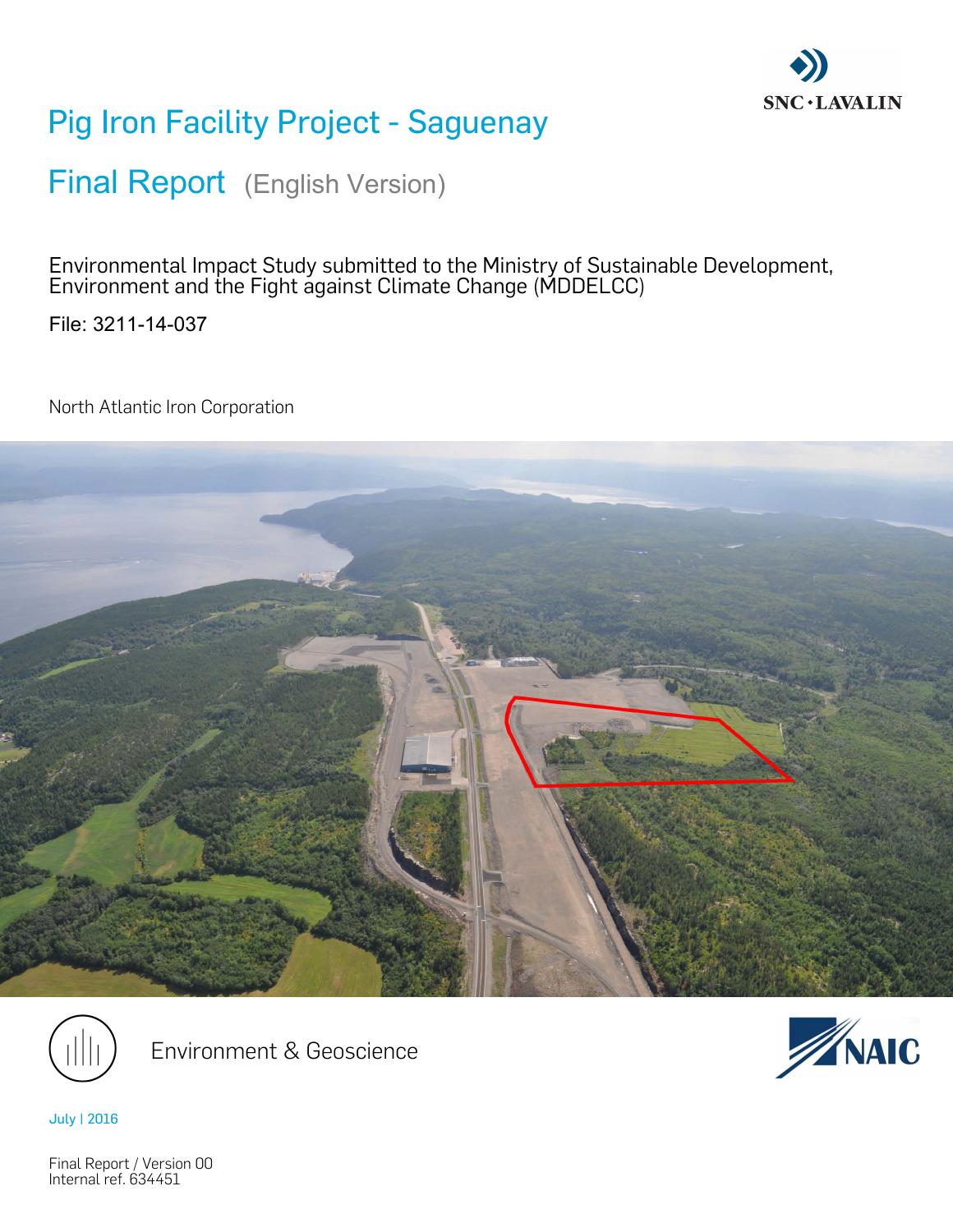SNC·LAVALIN

# Pig Iron Facility Project - Saguenay

## Final Report (English Version)

Environmental Impact Study submitted to the Ministry of Sustainable Development, Environment and the Fight against Climate Change (MDDELCC)

File: 3211-14-037

North Atlantic Iron Corporation

Environment & Geoscience

NAIC

July | 2016

Final Report / Version 00
Internal ref. 634451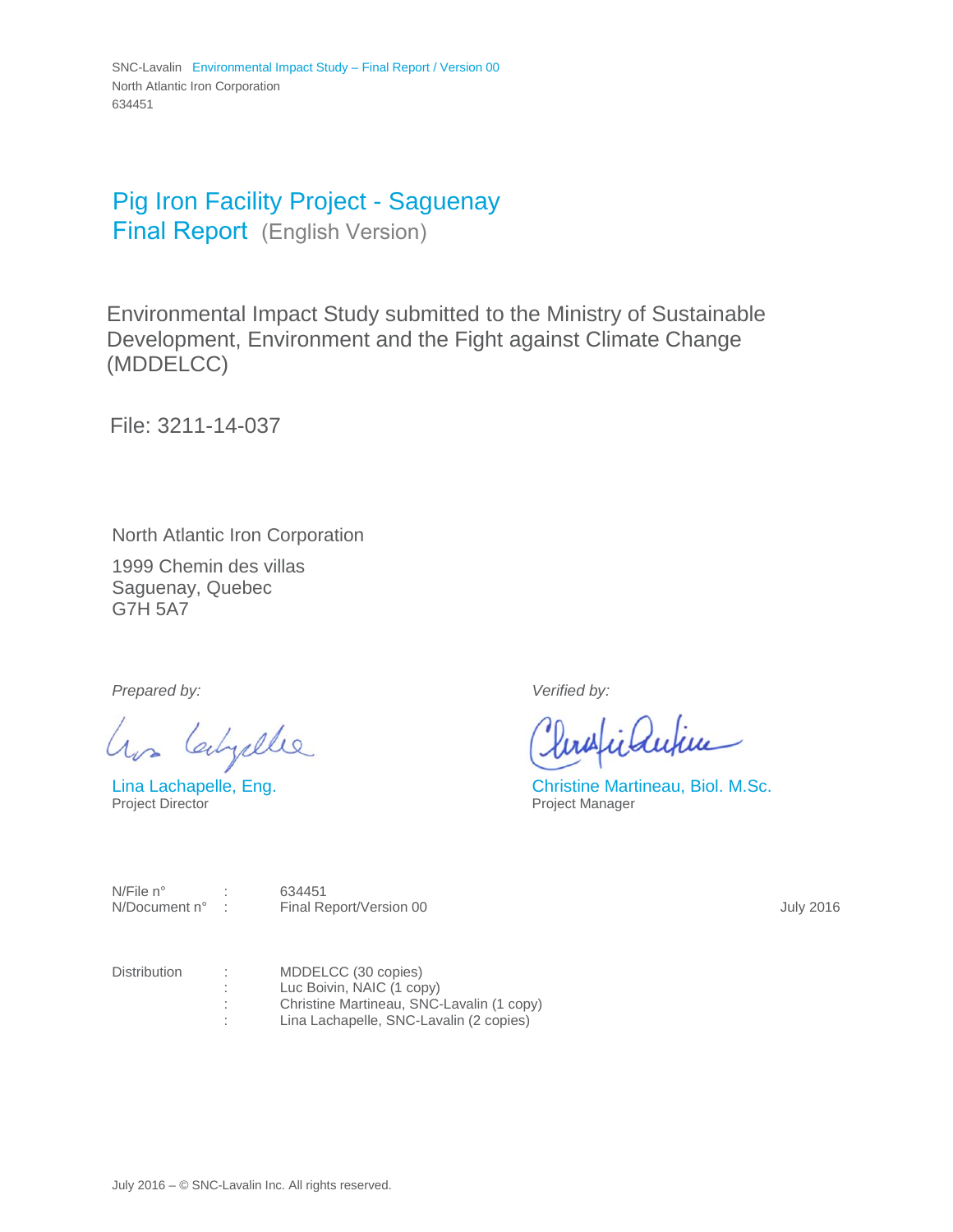# Pig Iron Facility Project - Saguenay
## Final Report (English Version)

Environmental Impact Study submitted to the Ministry of Sustainable Development, Environment and the Fight against Climate Change (MDDELCC)

File: 3211-14-037

North Atlantic Iron Corporation

1999 Chemin des villas
Saguenay, Quebec
G7H 5A7

*Prepared by:*

Lina Lachapelle, Eng.
Project Director

*Verified by:*

Christine Martineau, Biol. M.Sc.
Project Manager

| | | | |
|---|---|---|---|
| N/File n° | : | 634451 | |
| N/Document n° | : | Final Report/Version 00 | July 2016 |

| | | |
|---|---|---|
| Distribution | : | MDDELCC (30 copies) |
| | : | Luc Boivin, NAIC (1 copy) |
| | : | Christine Martineau, SNC-Lavalin (1 copy) |
| | : | Lina Lachapelle, SNC-Lavalin (2 copies) |

July 2016 – © SNC-Lavalin Inc. All rights reserved.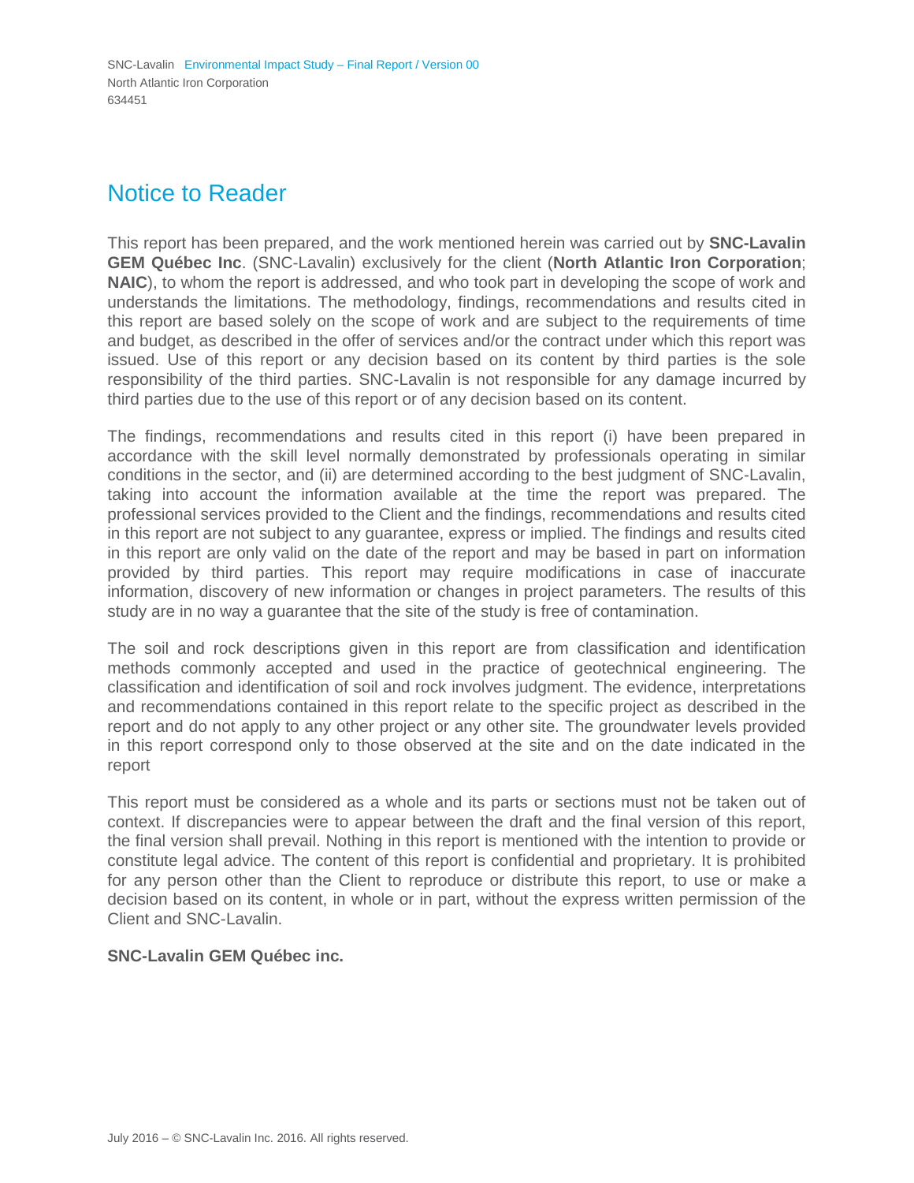# Notice to Reader

This report has been prepared, and the work mentioned herein was carried out by **SNC-Lavalin GEM Québec Inc**. (SNC-Lavalin) exclusively for the client (**North Atlantic Iron Corporation**; **NAIC**), to whom the report is addressed, and who took part in developing the scope of work and understands the limitations. The methodology, findings, recommendations and results cited in this report are based solely on the scope of work and are subject to the requirements of time and budget, as described in the offer of services and/or the contract under which this report was issued. Use of this report or any decision based on its content by third parties is the sole responsibility of the third parties. SNC-Lavalin is not responsible for any damage incurred by third parties due to the use of this report or of any decision based on its content.

The findings, recommendations and results cited in this report (i) have been prepared in accordance with the skill level normally demonstrated by professionals operating in similar conditions in the sector, and (ii) are determined according to the best judgment of SNC-Lavalin, taking into account the information available at the time the report was prepared. The professional services provided to the Client and the findings, recommendations and results cited in this report are not subject to any guarantee, express or implied. The findings and results cited in this report are only valid on the date of the report and may be based in part on information provided by third parties. This report may require modifications in case of inaccurate information, discovery of new information or changes in project parameters. The results of this study are in no way a guarantee that the site of the study is free of contamination.

The soil and rock descriptions given in this report are from classification and identification methods commonly accepted and used in the practice of geotechnical engineering. The classification and identification of soil and rock involves judgment. The evidence, interpretations and recommendations contained in this report relate to the specific project as described in the report and do not apply to any other project or any other site. The groundwater levels provided in this report correspond only to those observed at the site and on the date indicated in the report

This report must be considered as a whole and its parts or sections must not be taken out of context. If discrepancies were to appear between the draft and the final version of this report, the final version shall prevail. Nothing in this report is mentioned with the intention to provide or constitute legal advice. The content of this report is confidential and proprietary. It is prohibited for any person other than the Client to reproduce or distribute this report, to use or make a decision based on its content, in whole or in part, without the express written permission of the Client and SNC-Lavalin.

**SNC-Lavalin GEM Québec inc.**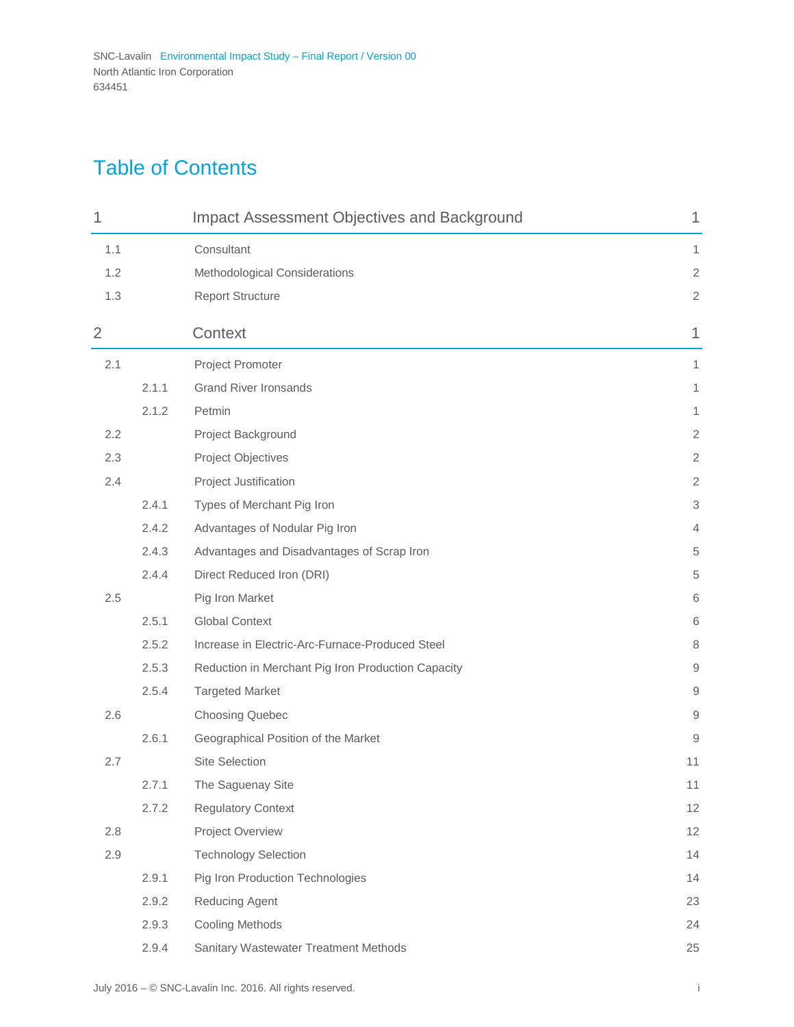# Table of Contents

| | | | |
|---|---|---|---|
| **1** | | **Impact Assessment Objectives and Background** | **1** |
| 1.1 | | Consultant | 1 |
| 1.2 | | Methodological Considerations | 2 |
| 1.3 | | Report Structure | 2 |
| **2** | | **Context** | **1** |
| 2.1 | | Project Promoter | 1 |
| | 2.1.1 | Grand River Ironsands | 1 |
| | 2.1.2 | Petmin | 1 |
| 2.2 | | Project Background | 2 |
| 2.3 | | Project Objectives | 2 |
| 2.4 | | Project Justification | 2 |
| | 2.4.1 | Types of Merchant Pig Iron | 3 |
| | 2.4.2 | Advantages of Nodular Pig Iron | 4 |
| | 2.4.3 | Advantages and Disadvantages of Scrap Iron | 5 |
| | 2.4.4 | Direct Reduced Iron (DRI) | 5 |
| 2.5 | | Pig Iron Market | 6 |
| | 2.5.1 | Global Context | 6 |
| | 2.5.2 | Increase in Electric-Arc-Furnace-Produced Steel | 8 |
| | 2.5.3 | Reduction in Merchant Pig Iron Production Capacity | 9 |
| | 2.5.4 | Targeted Market | 9 |
| 2.6 | | Choosing Quebec | 9 |
| | 2.6.1 | Geographical Position of the Market | 9 |
| 2.7 | | Site Selection | 11 |
| | 2.7.1 | The Saguenay Site | 11 |
| | 2.7.2 | Regulatory Context | 12 |
| 2.8 | | Project Overview | 12 |
| 2.9 | | Technology Selection | 14 |
| | 2.9.1 | Pig Iron Production Technologies | 14 |
| | 2.9.2 | Reducing Agent | 23 |
| | 2.9.3 | Cooling Methods | 24 |
| | 2.9.4 | Sanitary Wastewater Treatment Methods | 25 |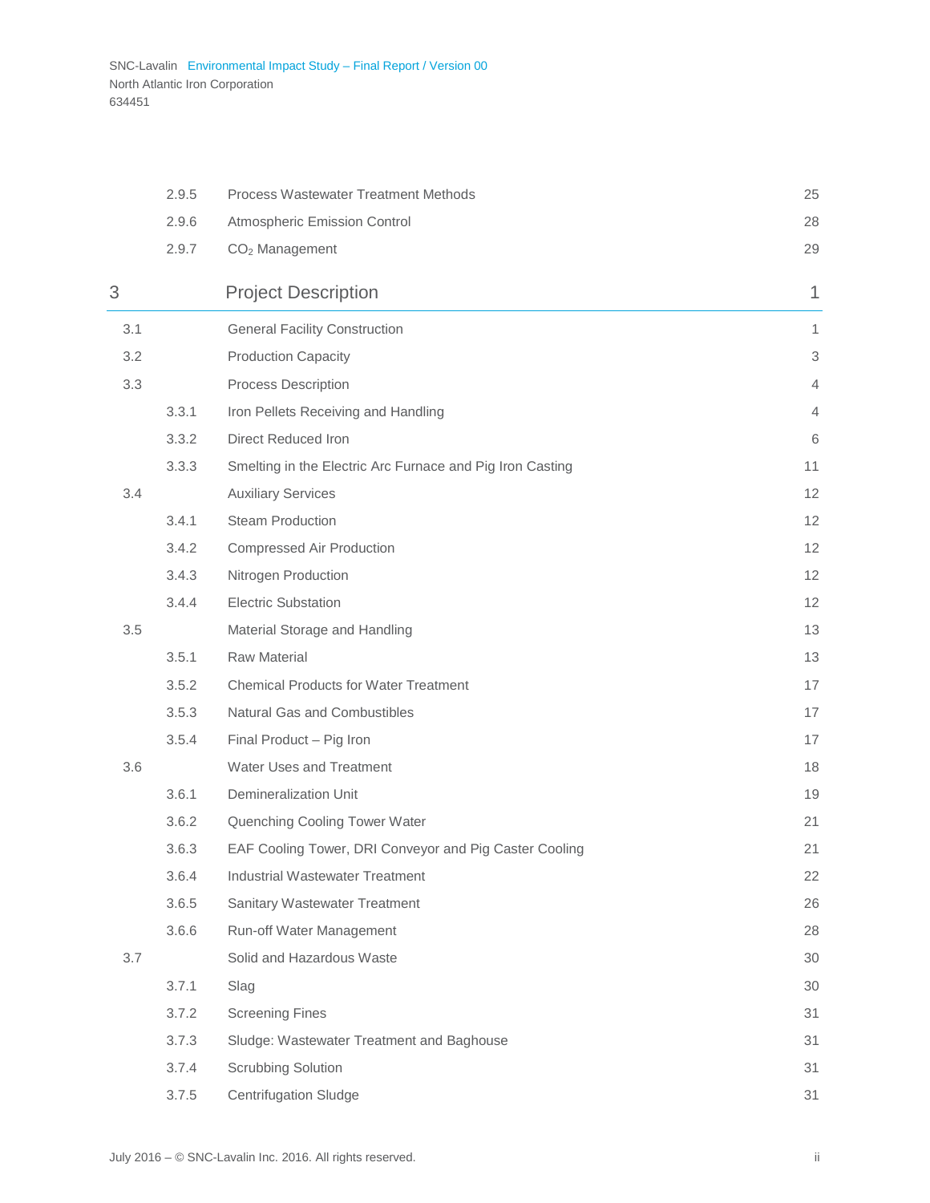| | | | |
|---|---|---|---|
| | 2.9.5 | Process Wastewater Treatment Methods | 25 |
| | 2.9.6 | Atmospheric Emission Control | 28 |
| | 2.9.7 | $CO_2$ Management | 29 |
| **3** | | **Project Description** | **1** |
| 3.1 | | General Facility Construction | 1 |
| 3.2 | | Production Capacity | 3 |
| 3.3 | | Process Description | 4 |
| | 3.3.1 | Iron Pellets Receiving and Handling | 4 |
| | 3.3.2 | Direct Reduced Iron | 6 |
| | 3.3.3 | Smelting in the Electric Arc Furnace and Pig Iron Casting | 11 |
| 3.4 | | Auxiliary Services | 12 |
| | 3.4.1 | Steam Production | 12 |
| | 3.4.2 | Compressed Air Production | 12 |
| | 3.4.3 | Nitrogen Production | 12 |
| | 3.4.4 | Electric Substation | 12 |
| 3.5 | | Material Storage and Handling | 13 |
| | 3.5.1 | Raw Material | 13 |
| | 3.5.2 | Chemical Products for Water Treatment | 17 |
| | 3.5.3 | Natural Gas and Combustibles | 17 |
| | 3.5.4 | Final Product – Pig Iron | 17 |
| 3.6 | | Water Uses and Treatment | 18 |
| | 3.6.1 | Demineralization Unit | 19 |
| | 3.6.2 | Quenching Cooling Tower Water | 21 |
| | 3.6.3 | EAF Cooling Tower, DRI Conveyor and Pig Caster Cooling | 21 |
| | 3.6.4 | Industrial Wastewater Treatment | 22 |
| | 3.6.5 | Sanitary Wastewater Treatment | 26 |
| | 3.6.6 | Run-off Water Management | 28 |
| 3.7 | | Solid and Hazardous Waste | 30 |
| | 3.7.1 | Slag | 30 |
| | 3.7.2 | Screening Fines | 31 |
| | 3.7.3 | Sludge: Wastewater Treatment and Baghouse | 31 |
| | 3.7.4 | Scrubbing Solution | 31 |
| | 3.7.5 | Centrifugation Sludge | 31 |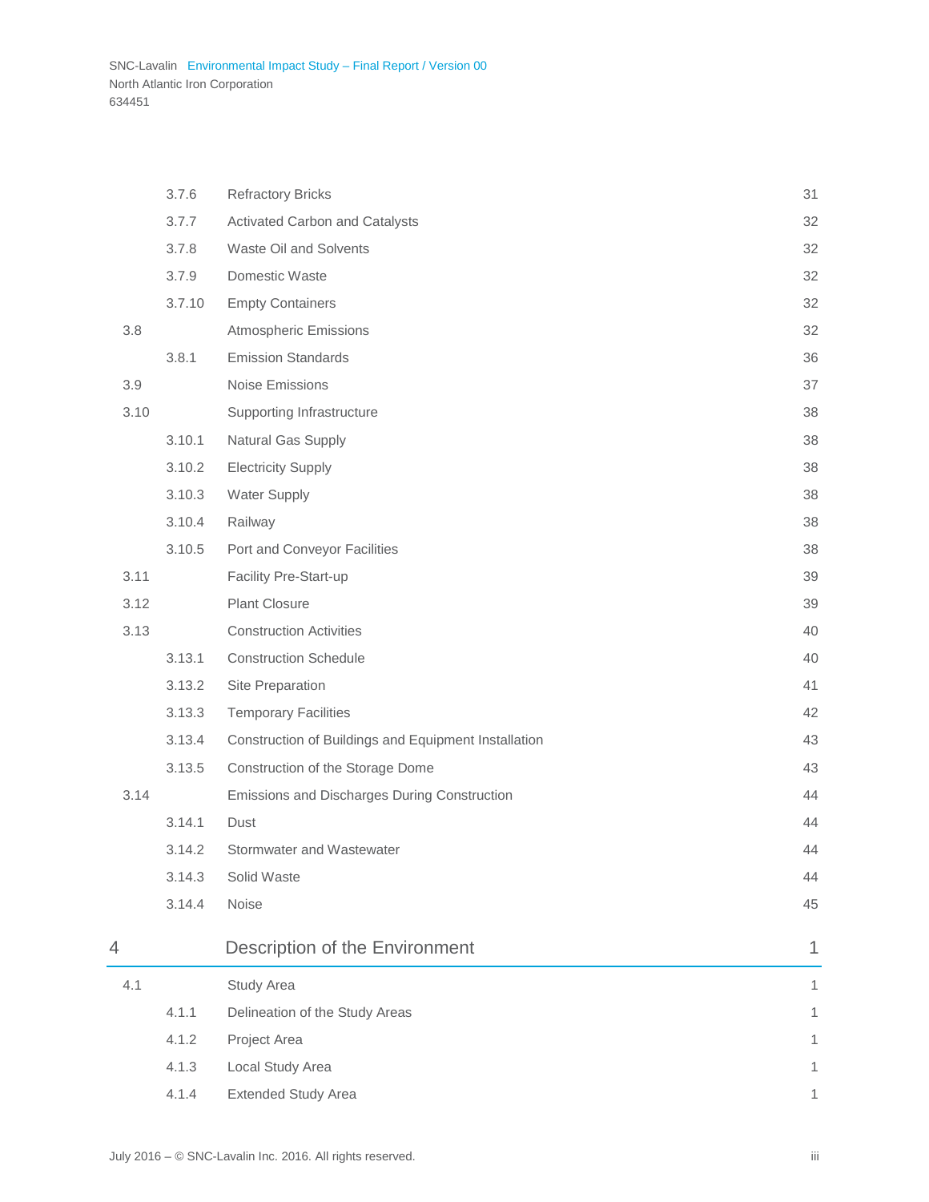| | | | |
|---|---|---|---|
| | 3.7.6 | Refractory Bricks | 31 |
| | 3.7.7 | Activated Carbon and Catalysts | 32 |
| | 3.7.8 | Waste Oil and Solvents | 32 |
| | 3.7.9 | Domestic Waste | 32 |
| | 3.7.10 | Empty Containers | 32 |
| 3.8 | | Atmospheric Emissions | 32 |
| | 3.8.1 | Emission Standards | 36 |
| 3.9 | | Noise Emissions | 37 |
| 3.10 | | Supporting Infrastructure | 38 |
| | 3.10.1 | Natural Gas Supply | 38 |
| | 3.10.2 | Electricity Supply | 38 |
| | 3.10.3 | Water Supply | 38 |
| | 3.10.4 | Railway | 38 |
| | 3.10.5 | Port and Conveyor Facilities | 38 |
| 3.11 | | Facility Pre-Start-up | 39 |
| 3.12 | | Plant Closure | 39 |
| 3.13 | | Construction Activities | 40 |
| | 3.13.1 | Construction Schedule | 40 |
| | 3.13.2 | Site Preparation | 41 |
| | 3.13.3 | Temporary Facilities | 42 |
| | 3.13.4 | Construction of Buildings and Equipment Installation | 43 |
| | 3.13.5 | Construction of the Storage Dome | 43 |
| 3.14 | | Emissions and Discharges During Construction | 44 |
| | 3.14.1 | Dust | 44 |
| | 3.14.2 | Stormwater and Wastewater | 44 |
| | 3.14.3 | Solid Waste | 44 |
| | 3.14.4 | Noise | 45 |
| **4** | | **Description of the Environment** | **1** |
| 4.1 | | Study Area | 1 |
| | 4.1.1 | Delineation of the Study Areas | 1 |
| | 4.1.2 | Project Area | 1 |
| | 4.1.3 | Local Study Area | 1 |
| | 4.1.4 | Extended Study Area | 1 |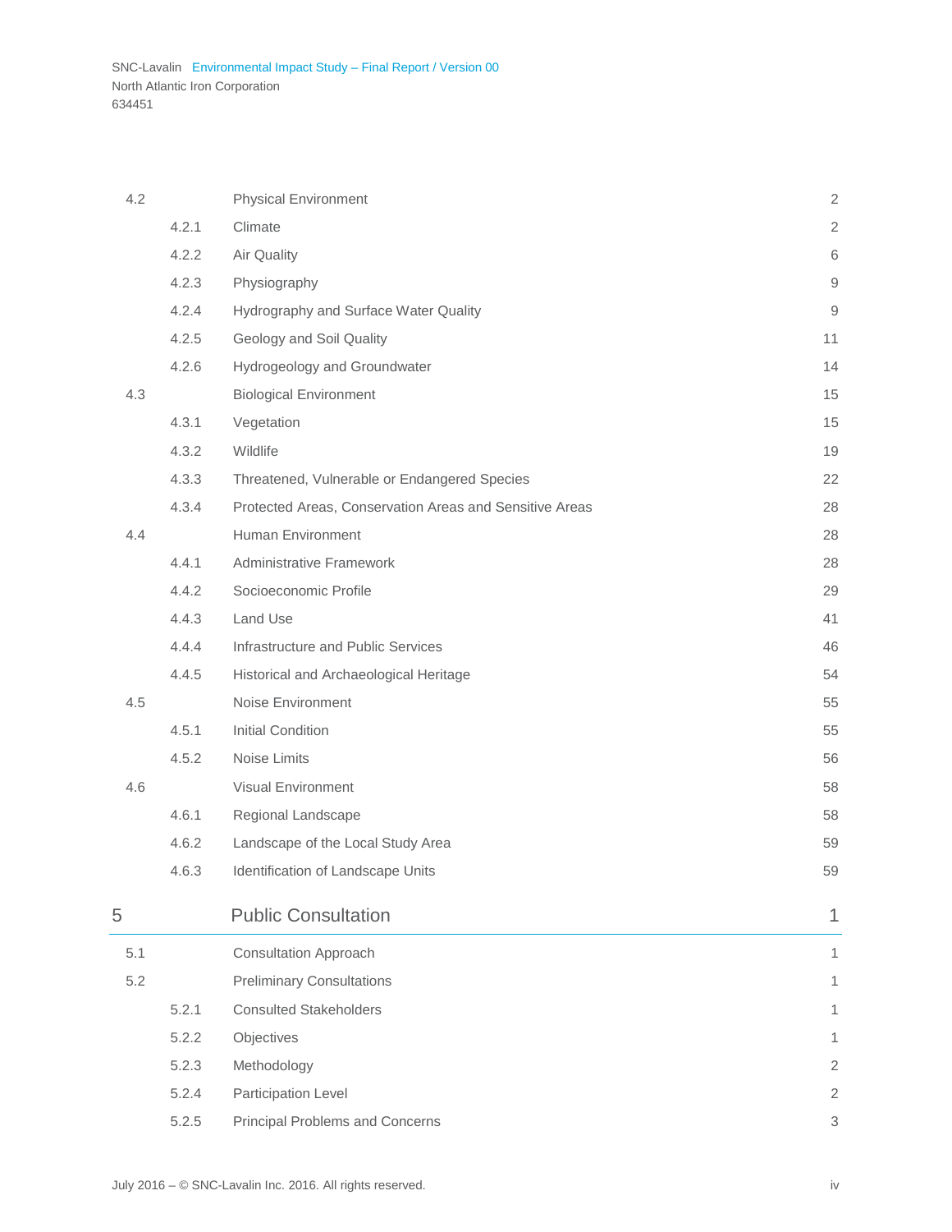| | | | |
|---|---|---|---|
| 4.2 | | Physical Environment | 2 |
| | 4.2.1 | Climate | 2 |
| | 4.2.2 | Air Quality | 6 |
| | 4.2.3 | Physiography | 9 |
| | 4.2.4 | Hydrography and Surface Water Quality | 9 |
| | 4.2.5 | Geology and Soil Quality | 11 |
| | 4.2.6 | Hydrogeology and Groundwater | 14 |
| 4.3 | | Biological Environment | 15 |
| | 4.3.1 | Vegetation | 15 |
| | 4.3.2 | Wildlife | 19 |
| | 4.3.3 | Threatened, Vulnerable or Endangered Species | 22 |
| | 4.3.4 | Protected Areas, Conservation Areas and Sensitive Areas | 28 |
| 4.4 | | Human Environment | 28 |
| | 4.4.1 | Administrative Framework | 28 |
| | 4.4.2 | Socioeconomic Profile | 29 |
| | 4.4.3 | Land Use | 41 |
| | 4.4.4 | Infrastructure and Public Services | 46 |
| | 4.4.5 | Historical and Archaeological Heritage | 54 |
| 4.5 | | Noise Environment | 55 |
| | 4.5.1 | Initial Condition | 55 |
| | 4.5.2 | Noise Limits | 56 |
| 4.6 | | Visual Environment | 58 |
| | 4.6.1 | Regional Landscape | 58 |
| | 4.6.2 | Landscape of the Local Study Area | 59 |
| | 4.6.3 | Identification of Landscape Units | 59 |

## 5 Public Consultation 1

| | | | |
|---|---|---|---|
| 5.1 | | Consultation Approach | 1 |
| 5.2 | | Preliminary Consultations | 1 |
| | 5.2.1 | Consulted Stakeholders | 1 |
| | 5.2.2 | Objectives | 1 |
| | 5.2.3 | Methodology | 2 |
| | 5.2.4 | Participation Level | 2 |
| | 5.2.5 | Principal Problems and Concerns | 3 |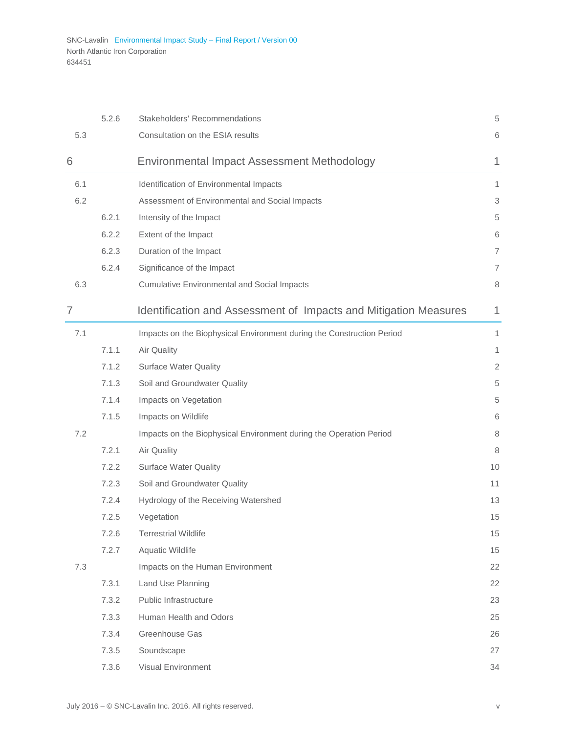| | | | |
|---|---|---|---|
| | 5.2.6 | Stakeholders' Recommendations | 5 |
| 5.3 | | Consultation on the ESIA results | 6 |
| **6** | | **Environmental Impact Assessment Methodology** | **1** |
| 6.1 | | Identification of Environmental Impacts | 1 |
| 6.2 | | Assessment of Environmental and Social Impacts | 3 |
| | 6.2.1 | Intensity of the Impact | 5 |
| | 6.2.2 | Extent of the Impact | 6 |
| | 6.2.3 | Duration of the Impact | 7 |
| | 6.2.4 | Significance of the Impact | 7 |
| 6.3 | | Cumulative Environmental and Social Impacts | 8 |
| **7** | | **Identification and Assessment of Impacts and Mitigation Measures** | **1** |
| 7.1 | | Impacts on the Biophysical Environment during the Construction Period | 1 |
| | 7.1.1 | Air Quality | 1 |
| | 7.1.2 | Surface Water Quality | 2 |
| | 7.1.3 | Soil and Groundwater Quality | 5 |
| | 7.1.4 | Impacts on Vegetation | 5 |
| | 7.1.5 | Impacts on Wildlife | 6 |
| 7.2 | | Impacts on the Biophysical Environment during the Operation Period | 8 |
| | 7.2.1 | Air Quality | 8 |
| | 7.2.2 | Surface Water Quality | 10 |
| | 7.2.3 | Soil and Groundwater Quality | 11 |
| | 7.2.4 | Hydrology of the Receiving Watershed | 13 |
| | 7.2.5 | Vegetation | 15 |
| | 7.2.6 | Terrestrial Wildlife | 15 |
| | 7.2.7 | Aquatic Wildlife | 15 |
| 7.3 | | Impacts on the Human Environment | 22 |
| | 7.3.1 | Land Use Planning | 22 |
| | 7.3.2 | Public Infrastructure | 23 |
| | 7.3.3 | Human Health and Odors | 25 |
| | 7.3.4 | Greenhouse Gas | 26 |
| | 7.3.5 | Soundscape | 27 |
| | 7.3.6 | Visual Environment | 34 |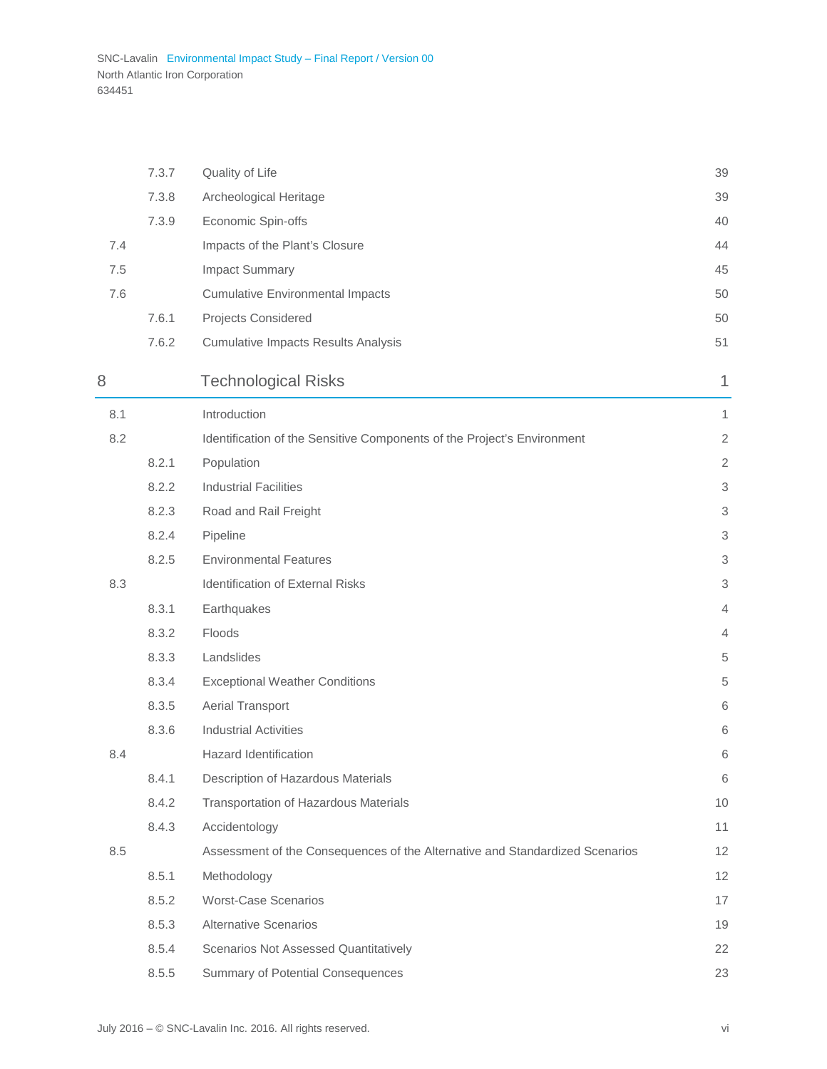| | | | |
|---|---|---|---|
| | 7.3.7 | Quality of Life | 39 |
| | 7.3.8 | Archeological Heritage | 39 |
| | 7.3.9 | Economic Spin-offs | 40 |
| 7.4 | | Impacts of the Plant's Closure | 44 |
| 7.5 | | Impact Summary | 45 |
| 7.6 | | Cumulative Environmental Impacts | 50 |
| | 7.6.1 | Projects Considered | 50 |
| | 7.6.2 | Cumulative Impacts Results Analysis | 51 |

## 8 Technological Risks 1

| | | | |
|---|---|---|---|
| 8.1 | | Introduction | 1 |
| 8.2 | | Identification of the Sensitive Components of the Project's Environment | 2 |
| | 8.2.1 | Population | 2 |
| | 8.2.2 | Industrial Facilities | 3 |
| | 8.2.3 | Road and Rail Freight | 3 |
| | 8.2.4 | Pipeline | 3 |
| | 8.2.5 | Environmental Features | 3 |
| 8.3 | | Identification of External Risks | 3 |
| | 8.3.1 | Earthquakes | 4 |
| | 8.3.2 | Floods | 4 |
| | 8.3.3 | Landslides | 5 |
| | 8.3.4 | Exceptional Weather Conditions | 5 |
| | 8.3.5 | Aerial Transport | 6 |
| | 8.3.6 | Industrial Activities | 6 |
| 8.4 | | Hazard Identification | 6 |
| | 8.4.1 | Description of Hazardous Materials | 6 |
| | 8.4.2 | Transportation of Hazardous Materials | 10 |
| | 8.4.3 | Accidentology | 11 |
| 8.5 | | Assessment of the Consequences of the Alternative and Standardized Scenarios | 12 |
| | 8.5.1 | Methodology | 12 |
| | 8.5.2 | Worst-Case Scenarios | 17 |
| | 8.5.3 | Alternative Scenarios | 19 |
| | 8.5.4 | Scenarios Not Assessed Quantitatively | 22 |
| | 8.5.5 | Summary of Potential Consequences | 23 |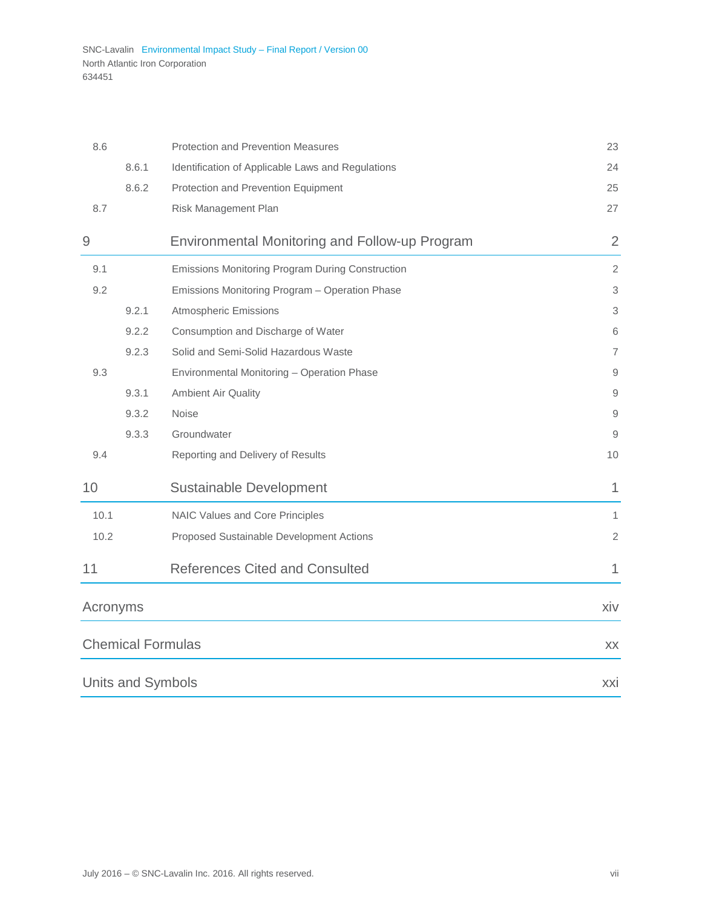| | | | |
|---|---|---|---|
| 8.6 | | Protection and Prevention Measures | 23 |
| | 8.6.1 | Identification of Applicable Laws and Regulations | 24 |
| | 8.6.2 | Protection and Prevention Equipment | 25 |
| 8.7 | | Risk Management Plan | 27 |

| 9 | | Environmental Monitoring and Follow-up Program | 2 |
|---|---|---|---|
| 9.1 | | Emissions Monitoring Program During Construction | 2 |
| 9.2 | | Emissions Monitoring Program – Operation Phase | 3 |
| | 9.2.1 | Atmospheric Emissions | 3 |
| | 9.2.2 | Consumption and Discharge of Water | 6 |
| | 9.2.3 | Solid and Semi-Solid Hazardous Waste | 7 |
| 9.3 | | Environmental Monitoring – Operation Phase | 9 |
| | 9.3.1 | Ambient Air Quality | 9 |
| | 9.3.2 | Noise | 9 |
| | 9.3.3 | Groundwater | 9 |
| 9.4 | | Reporting and Delivery of Results | 10 |

| 10 | | Sustainable Development | 1 |
|---|---|---|---|
| 10.1 | | NAIC Values and Core Principles | 1 |
| 10.2 | | Proposed Sustainable Development Actions | 2 |

| 11 | References Cited and Consulted | 1 |
|---|---|---|

| Acronyms | xiv |
|---|---|

| Chemical Formulas | xx |
|---|---|

| Units and Symbols | xxi |
|---|---|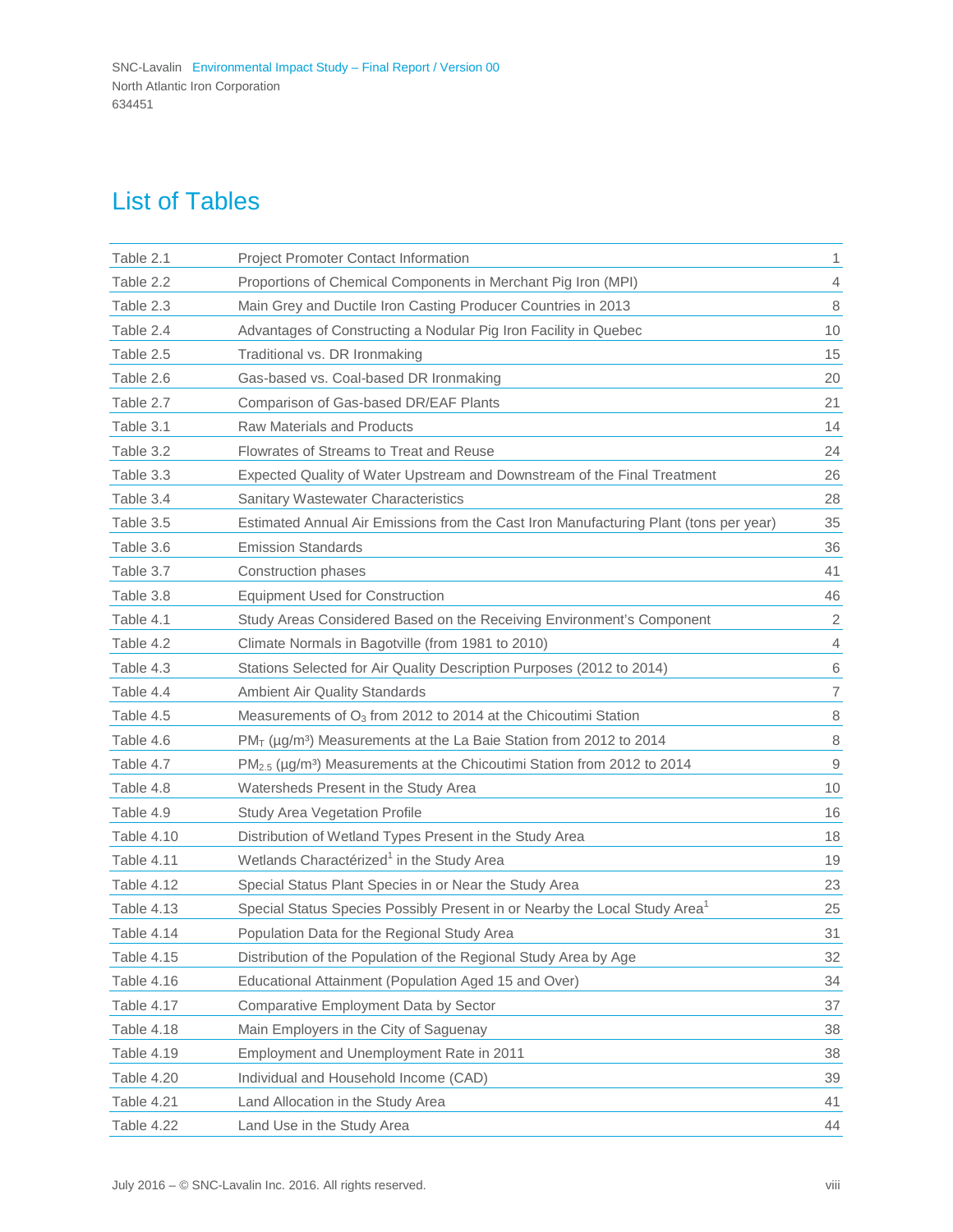# List of Tables

| | | |
|---|---|---|
| Table 2.1 | Project Promoter Contact Information | 1 |
| Table 2.2 | Proportions of Chemical Components in Merchant Pig Iron (MPI) | 4 |
| Table 2.3 | Main Grey and Ductile Iron Casting Producer Countries in 2013 | 8 |
| Table 2.4 | Advantages of Constructing a Nodular Pig Iron Facility in Quebec | 10 |
| Table 2.5 | Traditional vs. DR Ironmaking | 15 |
| Table 2.6 | Gas-based vs. Coal-based DR Ironmaking | 20 |
| Table 2.7 | Comparison of Gas-based DR/EAF Plants | 21 |
| Table 3.1 | Raw Materials and Products | 14 |
| Table 3.2 | Flowrates of Streams to Treat and Reuse | 24 |
| Table 3.3 | Expected Quality of Water Upstream and Downstream of the Final Treatment | 26 |
| Table 3.4 | Sanitary Wastewater Characteristics | 28 |
| Table 3.5 | Estimated Annual Air Emissions from the Cast Iron Manufacturing Plant (tons per year) | 35 |
| Table 3.6 | Emission Standards | 36 |
| Table 3.7 | Construction phases | 41 |
| Table 3.8 | Equipment Used for Construction | 46 |
| Table 4.1 | Study Areas Considered Based on the Receiving Environment's Component | 2 |
| Table 4.2 | Climate Normals in Bagotville (from 1981 to 2010) | 4 |
| Table 4.3 | Stations Selected for Air Quality Description Purposes (2012 to 2014) | 6 |
| Table 4.4 | Ambient Air Quality Standards | 7 |
| Table 4.5 | Measurements of $O_3$ from 2012 to 2014 at the Chicoutimi Station | 8 |
| Table 4.6 | $PM_T$ (µg/m³) Measurements at the La Baie Station from 2012 to 2014 | 8 |
| Table 4.7 | $PM_{2.5}$ (µg/m³) Measurements at the Chicoutimi Station from 2012 to 2014 | 9 |
| Table 4.8 | Watersheds Present in the Study Area | 10 |
| Table 4.9 | Study Area Vegetation Profile | 16 |
| Table 4.10 | Distribution of Wetland Types Present in the Study Area | 18 |
| Table 4.11 | Wetlands Charactérized[1] in the Study Area | 19 |
| Table 4.12 | Special Status Plant Species in or Near the Study Area | 23 |
| Table 4.13 | Special Status Species Possibly Present in or Nearby the Local Study Area[1] | 25 |
| Table 4.14 | Population Data for the Regional Study Area | 31 |
| Table 4.15 | Distribution of the Population of the Regional Study Area by Age | 32 |
| Table 4.16 | Educational Attainment (Population Aged 15 and Over) | 34 |
| Table 4.17 | Comparative Employment Data by Sector | 37 |
| Table 4.18 | Main Employers in the City of Saguenay | 38 |
| Table 4.19 | Employment and Unemployment Rate in 2011 | 38 |
| Table 4.20 | Individual and Household Income (CAD) | 39 |
| Table 4.21 | Land Allocation in the Study Area | 41 |
| Table 4.22 | Land Use in the Study Area | 44 |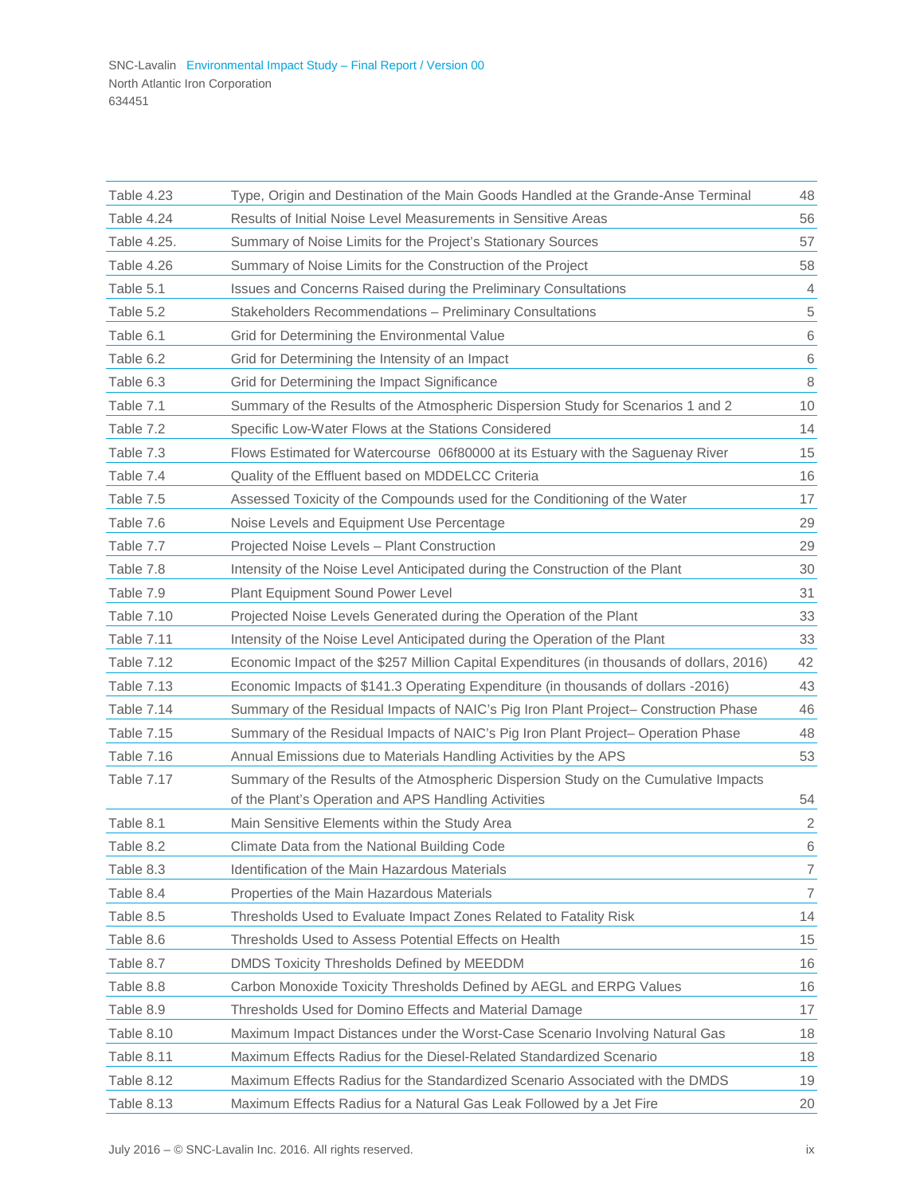| | | |
|---|---|---|
| Table 4.23 | Type, Origin and Destination of the Main Goods Handled at the Grande-Anse Terminal | 48 |
| Table 4.24 | Results of Initial Noise Level Measurements in Sensitive Areas | 56 |
| Table 4.25. | Summary of Noise Limits for the Project's Stationary Sources | 57 |
| Table 4.26 | Summary of Noise Limits for the Construction of the Project | 58 |
| Table 5.1 | Issues and Concerns Raised during the Preliminary Consultations | 4 |
| Table 5.2 | Stakeholders Recommendations – Preliminary Consultations | 5 |
| Table 6.1 | Grid for Determining the Environmental Value | 6 |
| Table 6.2 | Grid for Determining the Intensity of an Impact | 6 |
| Table 6.3 | Grid for Determining the Impact Significance | 8 |
| Table 7.1 | Summary of the Results of the Atmospheric Dispersion Study for Scenarios 1 and 2 | 10 |
| Table 7.2 | Specific Low-Water Flows at the Stations Considered | 14 |
| Table 7.3 | Flows Estimated for Watercourse 06f80000 at its Estuary with the Saguenay River | 15 |
| Table 7.4 | Quality of the Effluent based on MDDELCC Criteria | 16 |
| Table 7.5 | Assessed Toxicity of the Compounds used for the Conditioning of the Water | 17 |
| Table 7.6 | Noise Levels and Equipment Use Percentage | 29 |
| Table 7.7 | Projected Noise Levels – Plant Construction | 29 |
| Table 7.8 | Intensity of the Noise Level Anticipated during the Construction of the Plant | 30 |
| Table 7.9 | Plant Equipment Sound Power Level | 31 |
| Table 7.10 | Projected Noise Levels Generated during the Operation of the Plant | 33 |
| Table 7.11 | Intensity of the Noise Level Anticipated during the Operation of the Plant | 33 |
| Table 7.12 | Economic Impact of the $257 Million Capital Expenditures (in thousands of dollars, 2016) | 42 |
| Table 7.13 | Economic Impacts of $141.3 Operating Expenditure (in thousands of dollars -2016) | 43 |
| Table 7.14 | Summary of the Residual Impacts of NAIC's Pig Iron Plant Project– Construction Phase | 46 |
| Table 7.15 | Summary of the Residual Impacts of NAIC's Pig Iron Plant Project– Operation Phase | 48 |
| Table 7.16 | Annual Emissions due to Materials Handling Activities by the APS | 53 |
| Table 7.17 | Summary of the Results of the Atmospheric Dispersion Study on the Cumulative Impacts of the Plant's Operation and APS Handling Activities | 54 |
| Table 8.1 | Main Sensitive Elements within the Study Area | 2 |
| Table 8.2 | Climate Data from the National Building Code | 6 |
| Table 8.3 | Identification of the Main Hazardous Materials | 7 |
| Table 8.4 | Properties of the Main Hazardous Materials | 7 |
| Table 8.5 | Thresholds Used to Evaluate Impact Zones Related to Fatality Risk | 14 |
| Table 8.6 | Thresholds Used to Assess Potential Effects on Health | 15 |
| Table 8.7 | DMDS Toxicity Thresholds Defined by MEEDDM | 16 |
| Table 8.8 | Carbon Monoxide Toxicity Thresholds Defined by AEGL and ERPG Values | 16 |
| Table 8.9 | Thresholds Used for Domino Effects and Material Damage | 17 |
| Table 8.10 | Maximum Impact Distances under the Worst-Case Scenario Involving Natural Gas | 18 |
| Table 8.11 | Maximum Effects Radius for the Diesel-Related Standardized Scenario | 18 |
| Table 8.12 | Maximum Effects Radius for the Standardized Scenario Associated with the DMDS | 19 |
| Table 8.13 | Maximum Effects Radius for a Natural Gas Leak Followed by a Jet Fire | 20 |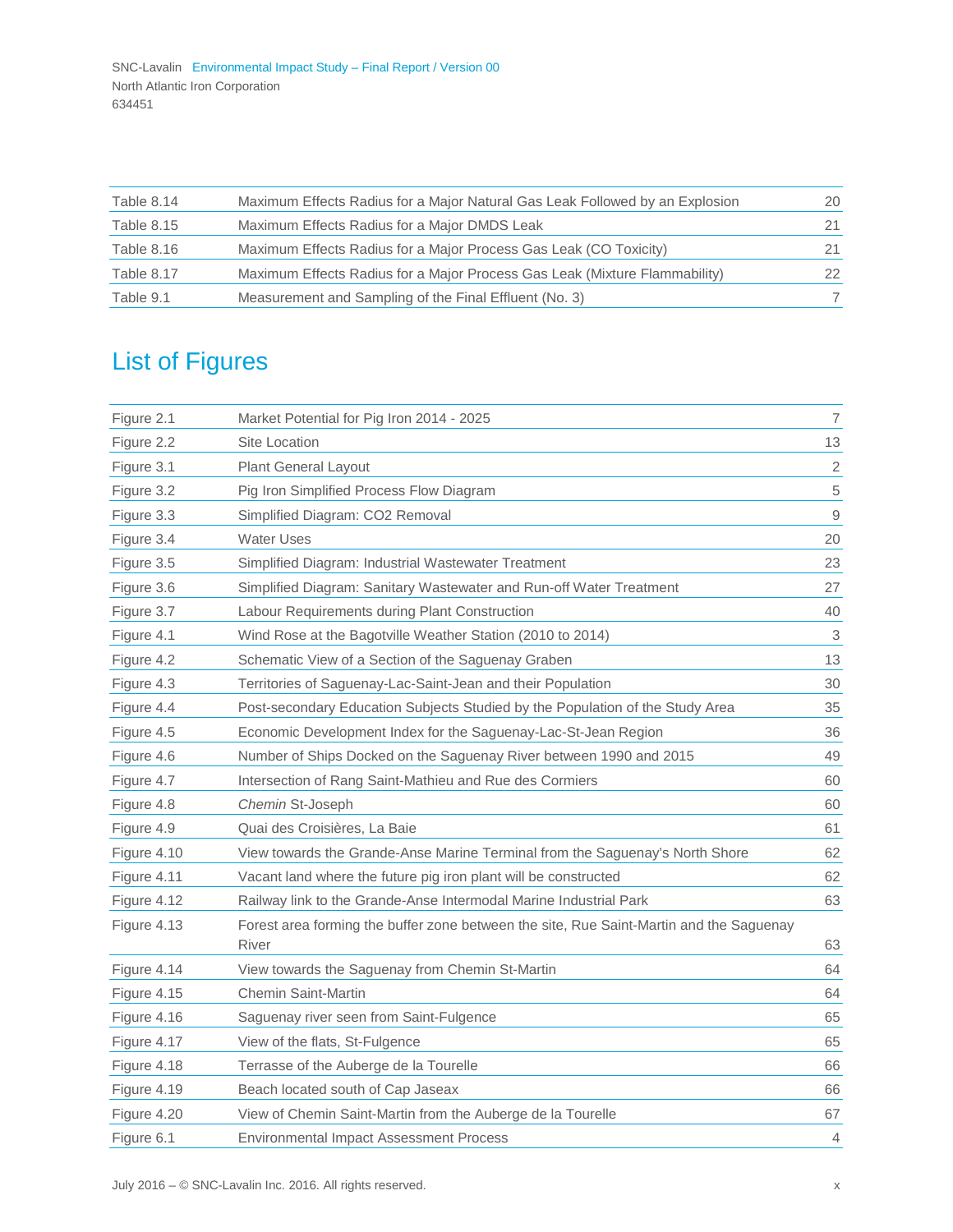| | | |
|---|---|---|
| Table 8.14 | Maximum Effects Radius for a Major Natural Gas Leak Followed by an Explosion | 20 |
| Table 8.15 | Maximum Effects Radius for a Major DMDS Leak | 21 |
| Table 8.16 | Maximum Effects Radius for a Major Process Gas Leak (CO Toxicity) | 21 |
| Table 8.17 | Maximum Effects Radius for a Major Process Gas Leak (Mixture Flammability) | 22 |
| Table 9.1 | Measurement and Sampling of the Final Effluent (No. 3) | 7 |

# List of Figures

| | | |
|---|---|---|
| Figure 2.1 | Market Potential for Pig Iron 2014 - 2025 | 7 |
| Figure 2.2 | Site Location | 13 |
| Figure 3.1 | Plant General Layout | 2 |
| Figure 3.2 | Pig Iron Simplified Process Flow Diagram | 5 |
| Figure 3.3 | Simplified Diagram: CO2 Removal | 9 |
| Figure 3.4 | Water Uses | 20 |
| Figure 3.5 | Simplified Diagram: Industrial Wastewater Treatment | 23 |
| Figure 3.6 | Simplified Diagram: Sanitary Wastewater and Run-off Water Treatment | 27 |
| Figure 3.7 | Labour Requirements during Plant Construction | 40 |
| Figure 4.1 | Wind Rose at the Bagotville Weather Station (2010 to 2014) | 3 |
| Figure 4.2 | Schematic View of a Section of the Saguenay Graben | 13 |
| Figure 4.3 | Territories of Saguenay-Lac-Saint-Jean and their Population | 30 |
| Figure 4.4 | Post-secondary Education Subjects Studied by the Population of the Study Area | 35 |
| Figure 4.5 | Economic Development Index for the Saguenay-Lac-St-Jean Region | 36 |
| Figure 4.6 | Number of Ships Docked on the Saguenay River between 1990 and 2015 | 49 |
| Figure 4.7 | Intersection of Rang Saint-Mathieu and Rue des Cormiers | 60 |
| Figure 4.8 | *Chemin* St-Joseph | 60 |
| Figure 4.9 | Quai des Croisières, La Baie | 61 |
| Figure 4.10 | View towards the Grande-Anse Marine Terminal from the Saguenay's North Shore | 62 |
| Figure 4.11 | Vacant land where the future pig iron plant will be constructed | 62 |
| Figure 4.12 | Railway link to the Grande-Anse Intermodal Marine Industrial Park | 63 |
| Figure 4.13 | Forest area forming the buffer zone between the site, Rue Saint-Martin and the Saguenay River | 63 |
| Figure 4.14 | View towards the Saguenay from Chemin St-Martin | 64 |
| Figure 4.15 | Chemin Saint-Martin | 64 |
| Figure 4.16 | Saguenay river seen from Saint-Fulgence | 65 |
| Figure 4.17 | View of the flats, St-Fulgence | 65 |
| Figure 4.18 | Terrasse of the Auberge de la Tourelle | 66 |
| Figure 4.19 | Beach located south of Cap Jaseax | 66 |
| Figure 4.20 | View of Chemin Saint-Martin from the Auberge de la Tourelle | 67 |
| Figure 6.1 | Environmental Impact Assessment Process | 4 |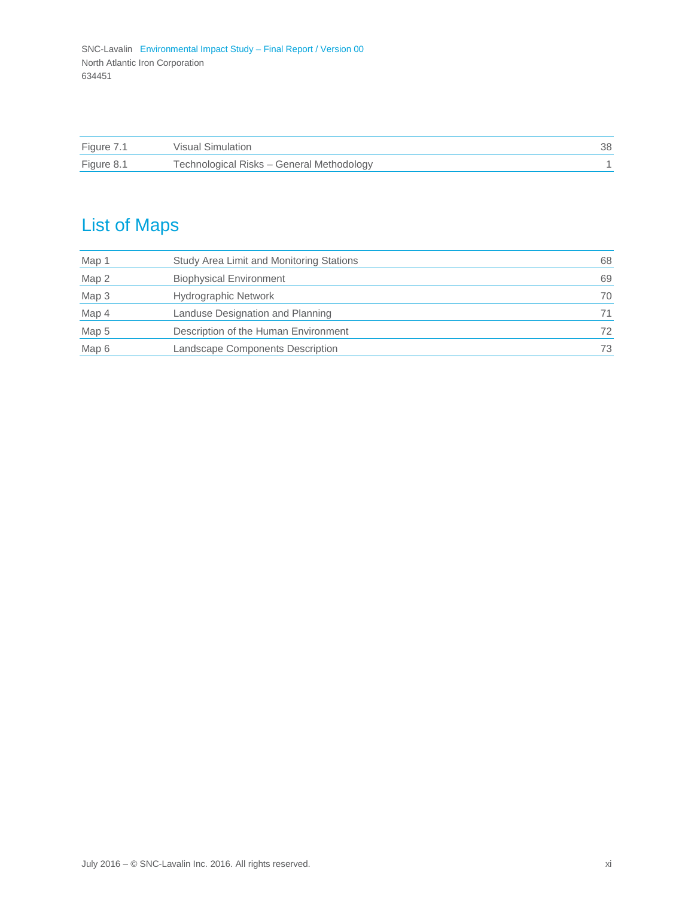| | | |
|---|---|---|
| Figure 7.1 | Visual Simulation | 38 |
| Figure 8.1 | Technological Risks – General Methodology | 1 |

# List of Maps

| | | |
|---|---|---|
| Map 1 | Study Area Limit and Monitoring Stations | 68 |
| Map 2 | Biophysical Environment | 69 |
| Map 3 | Hydrographic Network | 70 |
| Map 4 | Landuse Designation and Planning | 71 |
| Map 5 | Description of the Human Environment | 72 |
| Map 6 | Landscape Components Description | 73 |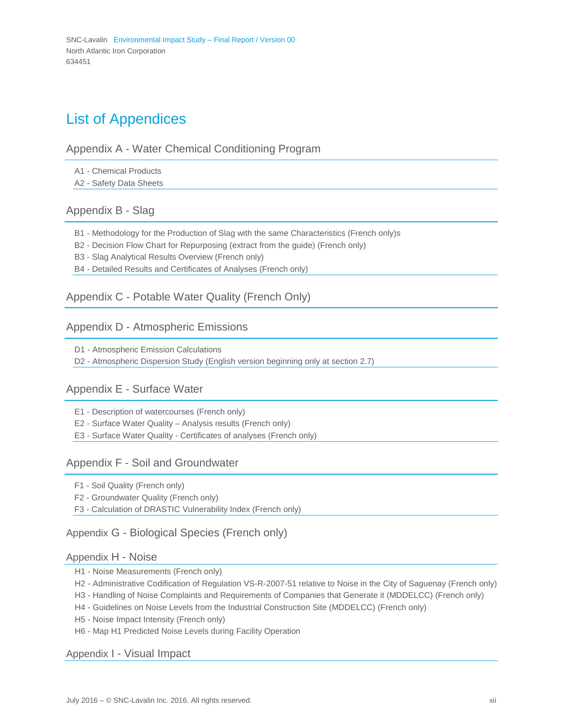# List of Appendices

## Appendix A - Water Chemical Conditioning Program

A1 - Chemical Products
A2 - Safety Data Sheets

## Appendix B - Slag

B1 - Methodology for the Production of Slag with the same Characteristics (French only)s
B2 - Decision Flow Chart for Repurposing (extract from the guide) (French only)
B3 - Slag Analytical Results Overview (French only)
B4 - Detailed Results and Certificates of Analyses (French only)

## Appendix C - Potable Water Quality (French Only)

## Appendix D - Atmospheric Emissions

D1 - Atmospheric Emission Calculations
D2 - Atmospheric Dispersion Study (English version beginning only at section 2.7)

## Appendix E - Surface Water

E1 - Description of watercourses (French only)
E2 - Surface Water Quality – Analysis results (French only)
E3 - Surface Water Quality - Certificates of analyses (French only)

## Appendix F - Soil and Groundwater

F1 - Soil Quality (French only)
F2 - Groundwater Quality (French only)
F3 - Calculation of DRASTIC Vulnerability Index (French only)

## Appendix G - Biological Species (French only)

## Appendix H - Noise

H1 - Noise Measurements (French only)
H2 - Administrative Codification of Regulation VS-R-2007-51 relative to Noise in the City of Saguenay (French only)
H3 - Handling of Noise Complaints and Requirements of Companies that Generate it (MDDELCC) (French only)
H4 - Guidelines on Noise Levels from the Industrial Construction Site (MDDELCC) (French only)
H5 - Noise Impact Intensity (French only)
H6 - Map H1 Predicted Noise Levels during Facility Operation

## Appendix I - Visual Impact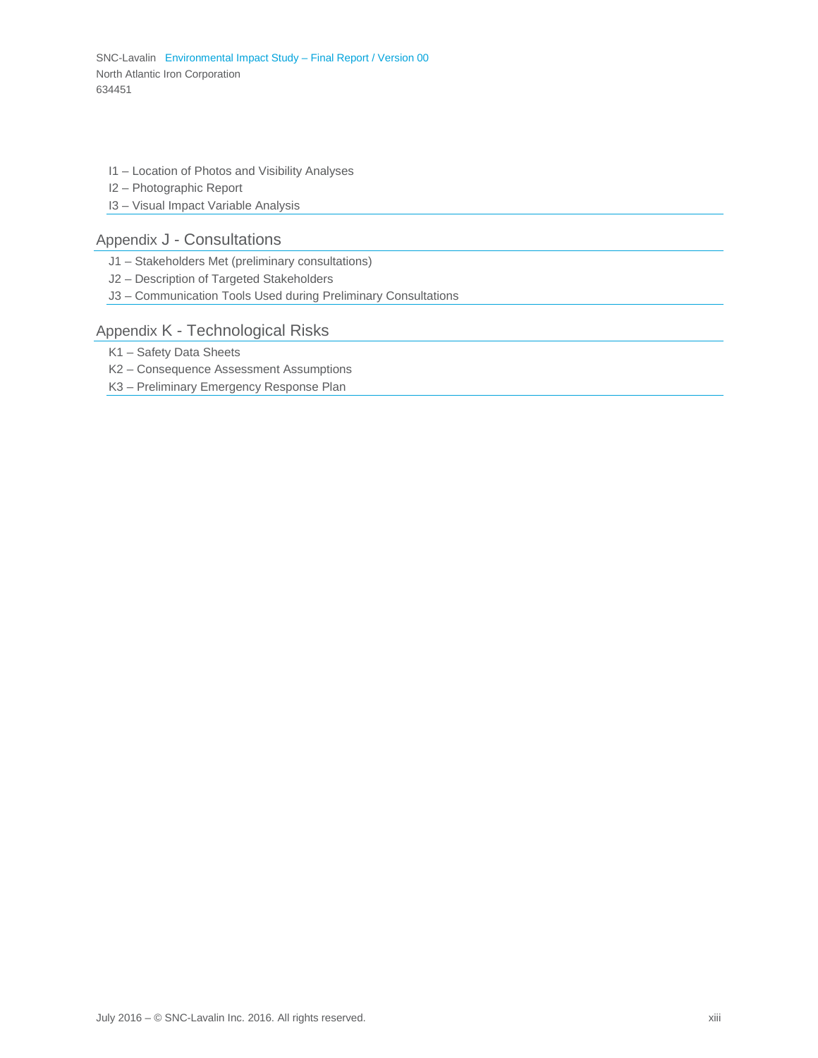I1 – Location of Photos and Visibility Analyses

I2 – Photographic Report

I3 – Visual Impact Variable Analysis

## Appendix J - Consultations

J1 – Stakeholders Met (preliminary consultations)

J2 – Description of Targeted Stakeholders

J3 – Communication Tools Used during Preliminary Consultations

## Appendix K - Technological Risks

K1 – Safety Data Sheets

K2 – Consequence Assessment Assumptions

K3 – Preliminary Emergency Response Plan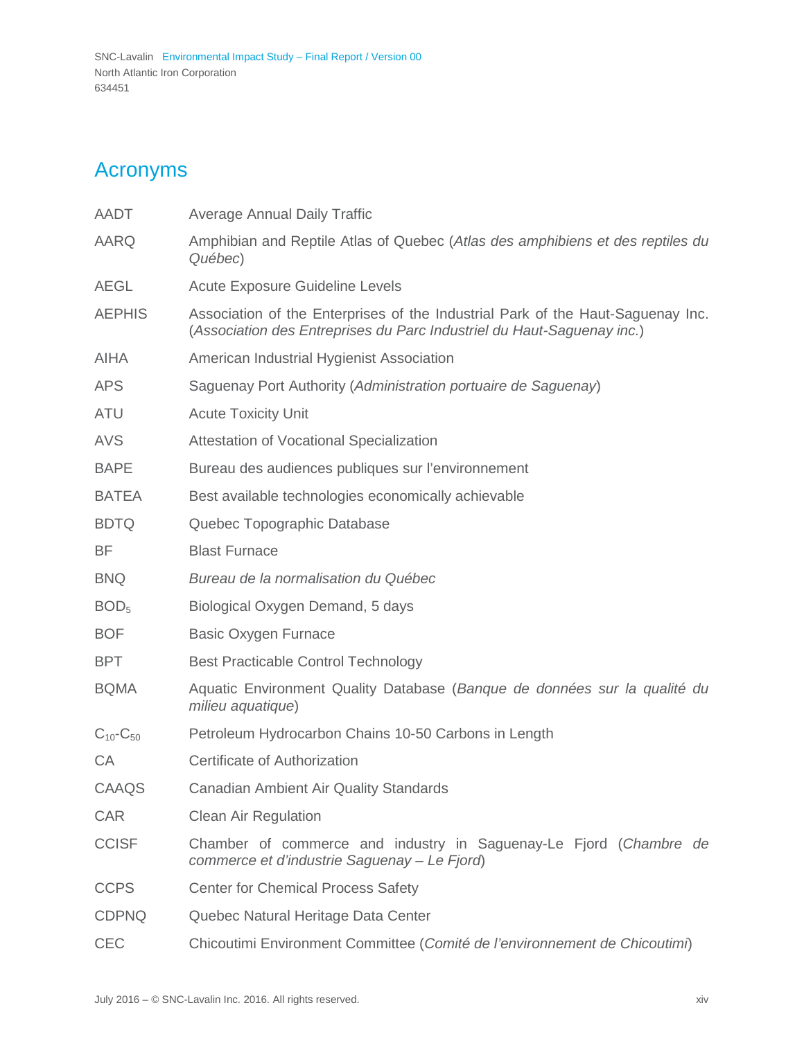# Acronyms

| | |
|---|---|
| AADT | Average Annual Daily Traffic |
| AARQ | Amphibian and Reptile Atlas of Quebec (*Atlas des amphibiens et des reptiles du Québec*) |
| AEGL | Acute Exposure Guideline Levels |
| AEPHIS | Association of the Enterprises of the Industrial Park of the Haut-Saguenay Inc. (*Association des Entreprises du Parc Industriel du Haut-Saguenay inc.*) |
| AIHA | American Industrial Hygienist Association |
| APS | Saguenay Port Authority (*Administration portuaire de Saguenay*) |
| ATU | Acute Toxicity Unit |
| AVS | Attestation of Vocational Specialization |
| BAPE | Bureau des audiences publiques sur l'environnement |
| BATEA | Best available technologies economically achievable |
| BDTQ | Quebec Topographic Database |
| BF | Blast Furnace |
| BNQ | *Bureau de la normalisation du Québec* |
| $BOD_5$ | Biological Oxygen Demand, 5 days |
| BOF | Basic Oxygen Furnace |
| BPT | Best Practicable Control Technology |
| BQMA | Aquatic Environment Quality Database (*Banque de données sur la qualité du milieu aquatique*) |
| $C_{10}$-$C_{50}$ | Petroleum Hydrocarbon Chains 10-50 Carbons in Length |
| CA | Certificate of Authorization |
| CAAQS | Canadian Ambient Air Quality Standards |
| CAR | Clean Air Regulation |
| CCISF | Chamber of commerce and industry in Saguenay-Le Fjord (*Chambre de commerce et d'industrie Saguenay – Le Fjord*) |
| CCPS | Center for Chemical Process Safety |
| CDPNQ | Quebec Natural Heritage Data Center |
| CEC | Chicoutimi Environment Committee (*Comité de l'environnement de Chicoutimi*) |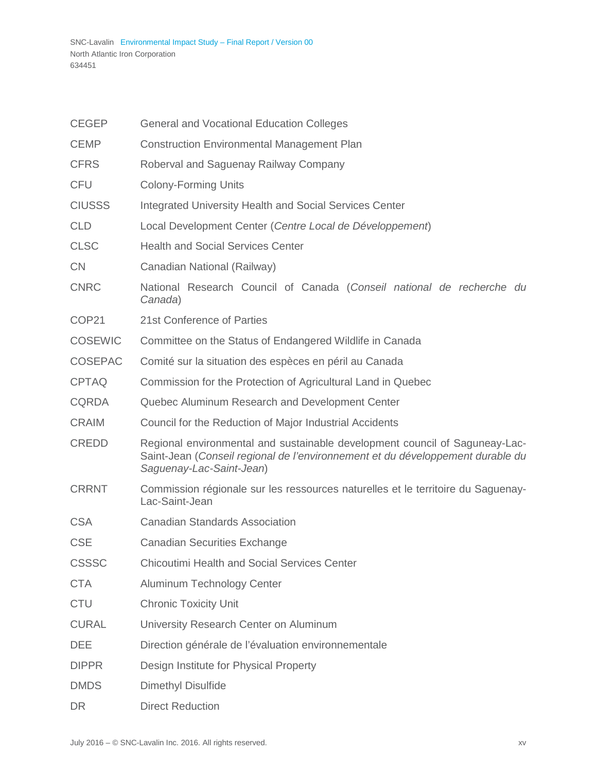| | |
|---|---|
| CEGEP | General and Vocational Education Colleges |
| CEMP | Construction Environmental Management Plan |
| CFRS | Roberval and Saguenay Railway Company |
| CFU | Colony-Forming Units |
| CIUSSS | Integrated University Health and Social Services Center |
| CLD | Local Development Center (*Centre Local de Développement*) |
| CLSC | Health and Social Services Center |
| CN | Canadian National (Railway) |
| CNRC | National Research Council of Canada (*Conseil national de recherche du Canada*) |
| COP21 | 21st Conference of Parties |
| COSEWIC | Committee on the Status of Endangered Wildlife in Canada |
| COSEPAC | Comité sur la situation des espèces en péril au Canada |
| CPTAQ | Commission for the Protection of Agricultural Land in Quebec |
| CQRDA | Quebec Aluminum Research and Development Center |
| CRAIM | Council for the Reduction of Major Industrial Accidents |
| CREDD | Regional environmental and sustainable development council of Saguneay-Lac-Saint-Jean (*Conseil regional de l'environnement et du développement durable du Saguenay-Lac-Saint-Jean*) |
| CRRNT | Commission régionale sur les ressources naturelles et le territoire du Saguenay-Lac-Saint-Jean |
| CSA | Canadian Standards Association |
| CSE | Canadian Securities Exchange |
| CSSSC | Chicoutimi Health and Social Services Center |
| CTA | Aluminum Technology Center |
| CTU | Chronic Toxicity Unit |
| CURAL | University Research Center on Aluminum |
| DEE | Direction générale de l'évaluation environnementale |
| DIPPR | Design Institute for Physical Property |
| DMDS | Dimethyl Disulfide |
| DR | Direct Reduction |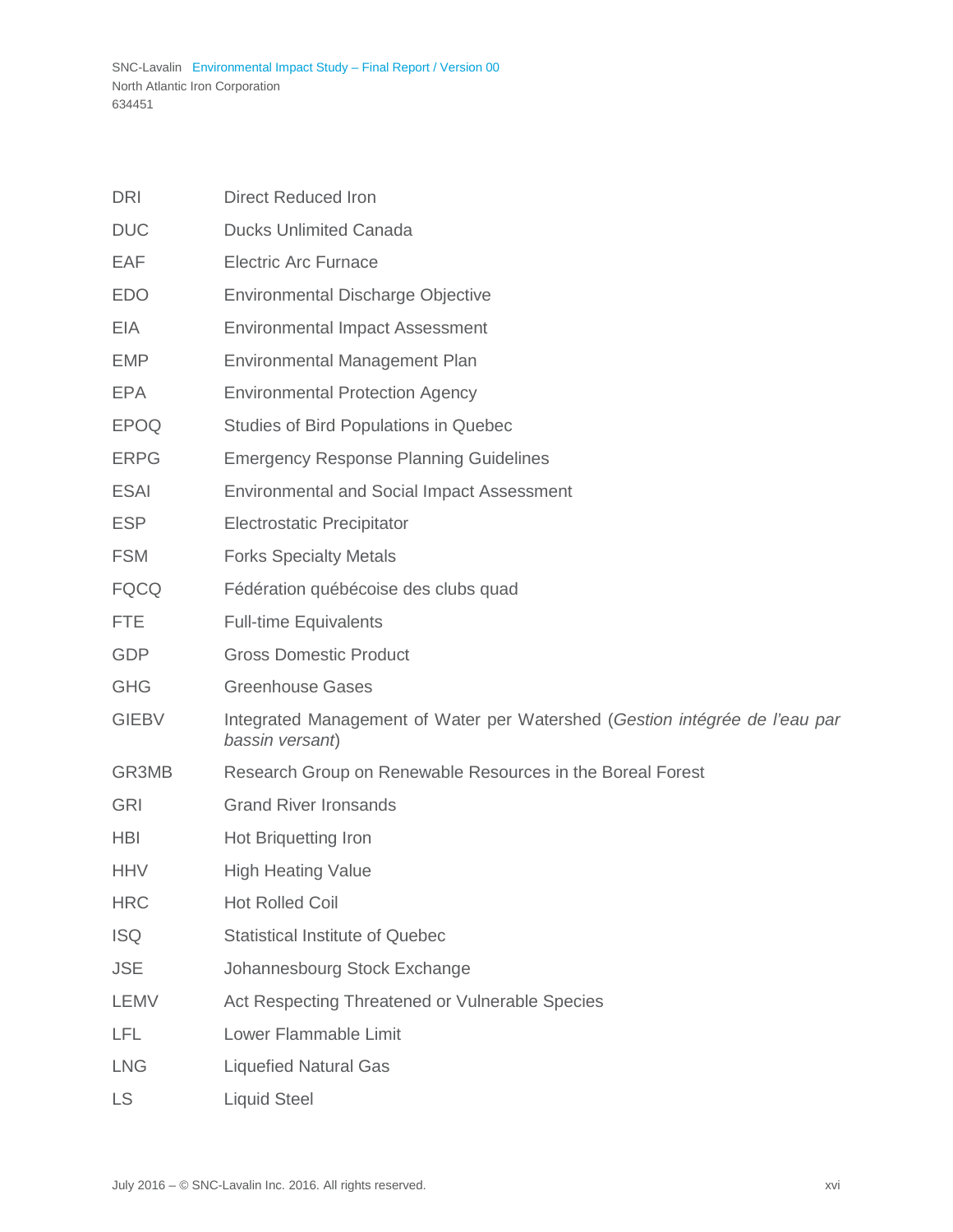| | |
|---|---|
| DRI | Direct Reduced Iron |
| DUC | Ducks Unlimited Canada |
| EAF | Electric Arc Furnace |
| EDO | Environmental Discharge Objective |
| EIA | Environmental Impact Assessment |
| EMP | Environmental Management Plan |
| EPA | Environmental Protection Agency |
| EPOQ | Studies of Bird Populations in Quebec |
| ERPG | Emergency Response Planning Guidelines |
| ESAI | Environmental and Social Impact Assessment |
| ESP | Electrostatic Precipitator |
| FSM | Forks Specialty Metals |
| FQCQ | Fédération québécoise des clubs quad |
| FTE | Full-time Equivalents |
| GDP | Gross Domestic Product |
| GHG | Greenhouse Gases |
| GIEBV | Integrated Management of Water per Watershed (*Gestion intégrée de l'eau par bassin versant*) |
| GR3MB | Research Group on Renewable Resources in the Boreal Forest |
| GRI | Grand River Ironsands |
| HBI | Hot Briquetting Iron |
| HHV | High Heating Value |
| HRC | Hot Rolled Coil |
| ISQ | Statistical Institute of Quebec |
| JSE | Johannesbourg Stock Exchange |
| LEMV | Act Respecting Threatened or Vulnerable Species |
| LFL | Lower Flammable Limit |
| LNG | Liquefied Natural Gas |
| LS | Liquid Steel |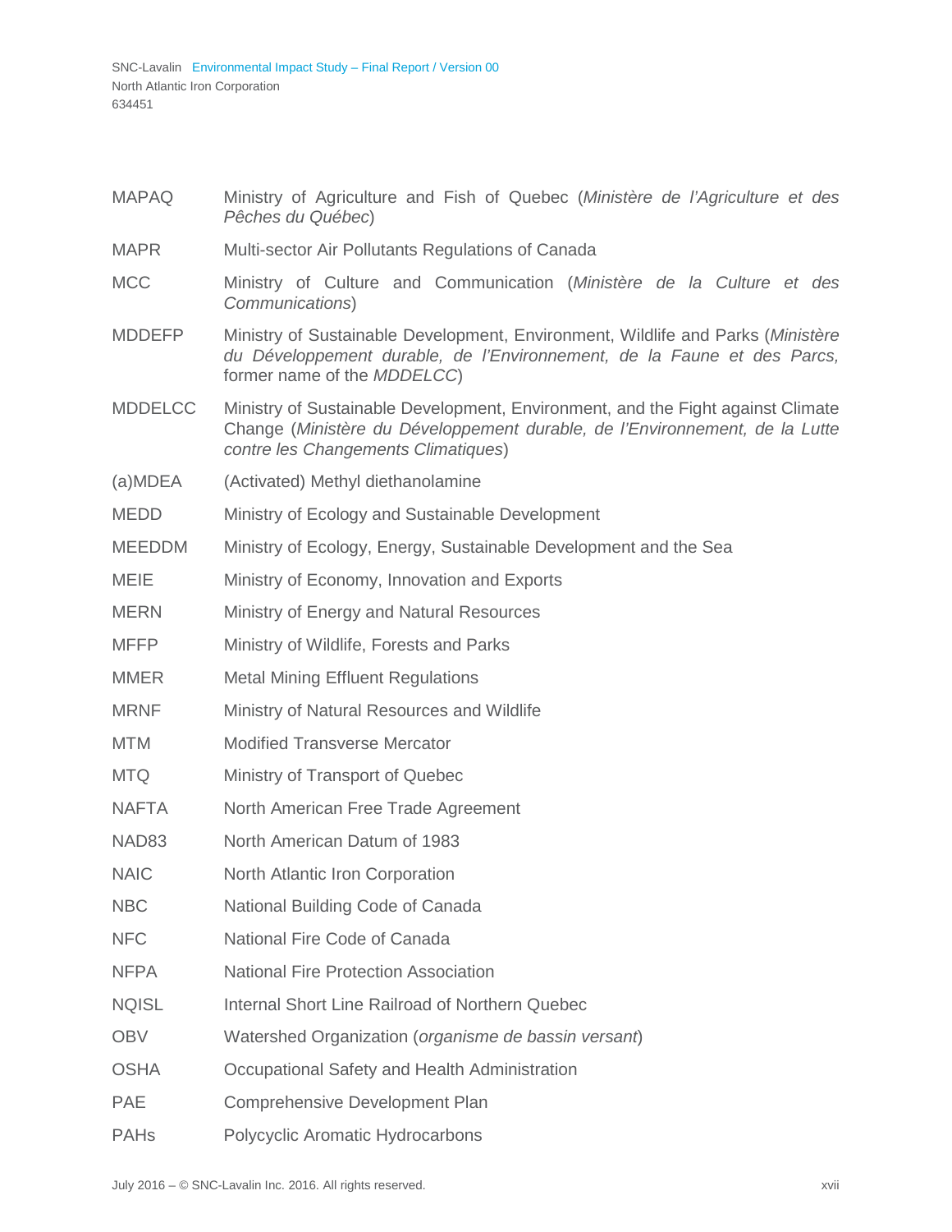| | |
|---|---|
| MAPAQ | Ministry of Agriculture and Fish of Quebec (*Ministère de l'Agriculture et des Pêches du Québec*) |
| MAPR | Multi-sector Air Pollutants Regulations of Canada |
| MCC | Ministry of Culture and Communication (*Ministère de la Culture et des Communications*) |
| MDDEFP | Ministry of Sustainable Development, Environment, Wildlife and Parks (*Ministère du Développement durable, de l'Environnement, de la Faune et des Parcs,* former name of the *MDDELCC*) |
| MDDELCC | Ministry of Sustainable Development, Environment, and the Fight against Climate Change (*Ministère du Développement durable, de l'Environnement, de la Lutte contre les Changements Climatiques*) |
| (a)MDEA | (Activated) Methyl diethanolamine |
| MEDD | Ministry of Ecology and Sustainable Development |
| MEEDDM | Ministry of Ecology, Energy, Sustainable Development and the Sea |
| MEIE | Ministry of Economy, Innovation and Exports |
| MERN | Ministry of Energy and Natural Resources |
| MFFP | Ministry of Wildlife, Forests and Parks |
| MMER | Metal Mining Effluent Regulations |
| MRNF | Ministry of Natural Resources and Wildlife |
| MTM | Modified Transverse Mercator |
| MTQ | Ministry of Transport of Quebec |
| NAFTA | North American Free Trade Agreement |
| NAD83 | North American Datum of 1983 |
| NAIC | North Atlantic Iron Corporation |
| NBC | National Building Code of Canada |
| NFC | National Fire Code of Canada |
| NFPA | National Fire Protection Association |
| NQISL | Internal Short Line Railroad of Northern Quebec |
| OBV | Watershed Organization (*organisme de bassin versant*) |
| OSHA | Occupational Safety and Health Administration |
| PAE | Comprehensive Development Plan |
| PAHs | Polycyclic Aromatic Hydrocarbons |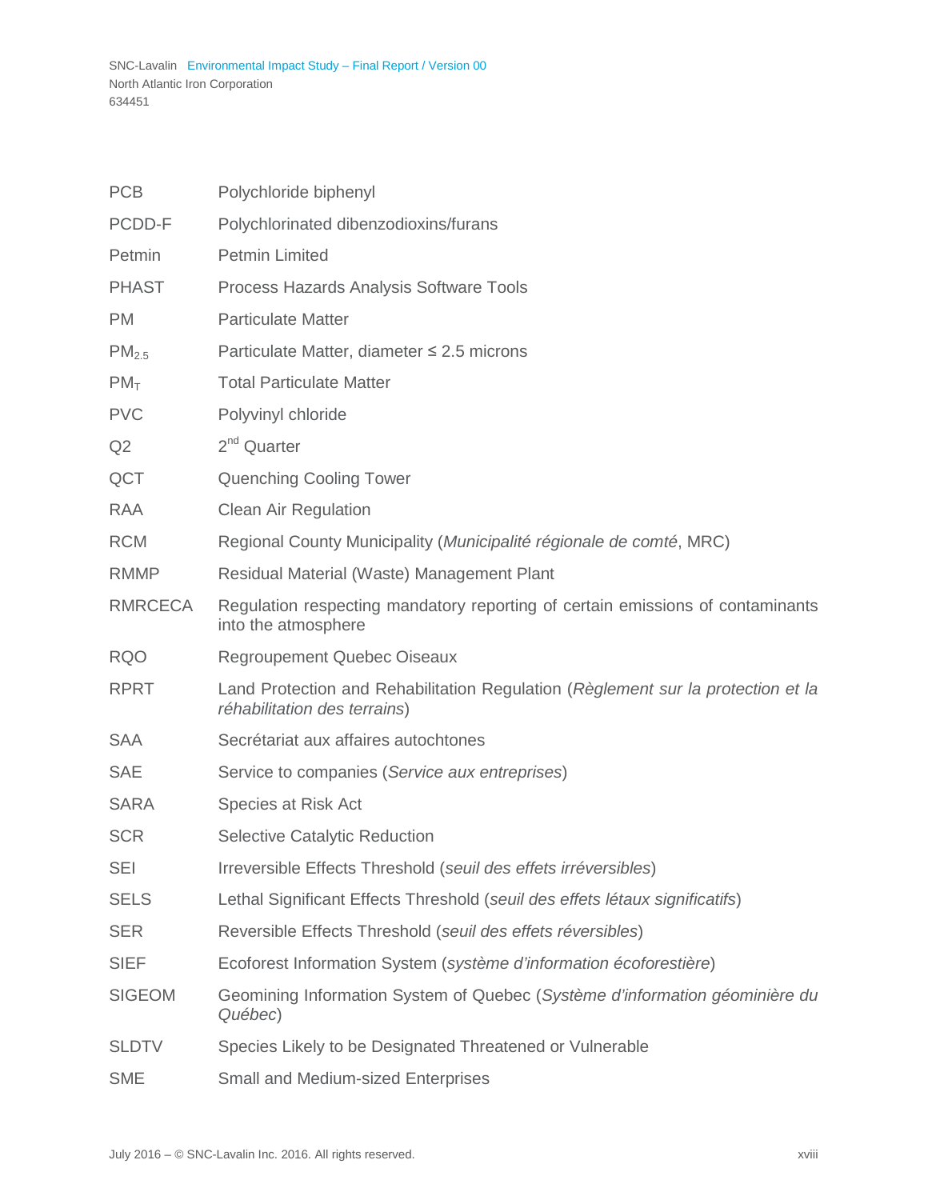| | |
|---|---|
| PCB | Polychloride biphenyl |
| PCDD-F | Polychlorinated dibenzodioxins/furans |
| Petmin | Petmin Limited |
| PHAST | Process Hazards Analysis Software Tools |
| PM | Particulate Matter |
| $PM_{2.5}$ | Particulate Matter, diameter ≤ 2.5 microns |
| $PM_T$ | Total Particulate Matter |
| PVC | Polyvinyl chloride |
| Q2 | $2^{nd}$ Quarter |
| QCT | Quenching Cooling Tower |
| RAA | Clean Air Regulation |
| RCM | Regional County Municipality (*Municipalité régionale de comté*, MRC) |
| RMMP | Residual Material (Waste) Management Plant |
| RMRCECA | Regulation respecting mandatory reporting of certain emissions of contaminants into the atmosphere |
| RQO | Regroupement Quebec Oiseaux |
| RPRT | Land Protection and Rehabilitation Regulation (*Règlement sur la protection et la réhabilitation des terrains*) |
| SAA | Secrétariat aux affaires autochtones |
| SAE | Service to companies (*Service aux entreprises*) |
| SARA | Species at Risk Act |
| SCR | Selective Catalytic Reduction |
| SEI | Irreversible Effects Threshold (*seuil des effets irréversibles*) |
| SELS | Lethal Significant Effects Threshold (*seuil des effets létaux significatifs*) |
| SER | Reversible Effects Threshold (*seuil des effets réversibles*) |
| SIEF | Ecoforest Information System (*système d'information écoforestière*) |
| SIGEOM | Geomining Information System of Quebec (*Système d'information géominière du Québec*) |
| SLDTV | Species Likely to be Designated Threatened or Vulnerable |
| SME | Small and Medium-sized Enterprises |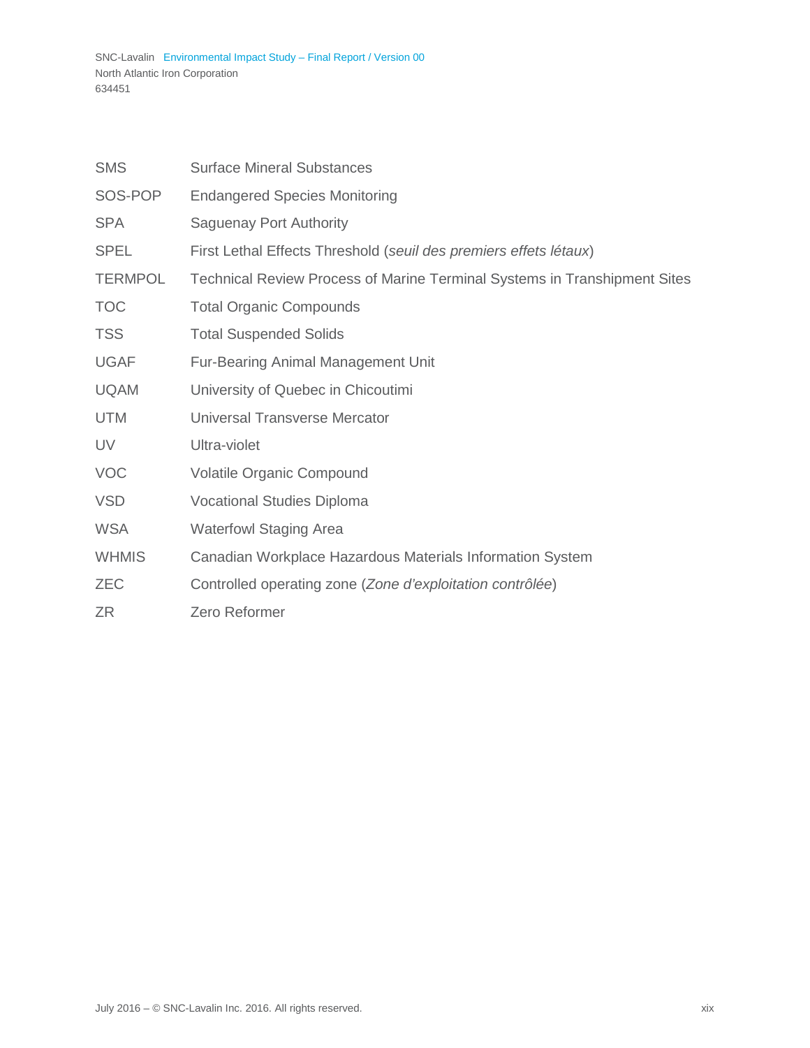| | |
|---|---|
| SMS | Surface Mineral Substances |
| SOS-POP | Endangered Species Monitoring |
| SPA | Saguenay Port Authority |
| SPEL | First Lethal Effects Threshold (*seuil des premiers effets létaux*) |
| TERMPOL | Technical Review Process of Marine Terminal Systems in Transhipment Sites |
| TOC | Total Organic Compounds |
| TSS | Total Suspended Solids |
| UGAF | Fur-Bearing Animal Management Unit |
| UQAM | University of Quebec in Chicoutimi |
| UTM | Universal Transverse Mercator |
| UV | Ultra-violet |
| VOC | Volatile Organic Compound |
| VSD | Vocational Studies Diploma |
| WSA | Waterfowl Staging Area |
| WHMIS | Canadian Workplace Hazardous Materials Information System |
| ZEC | Controlled operating zone (*Zone d'exploitation contrôlée*) |
| ZR | Zero Reformer |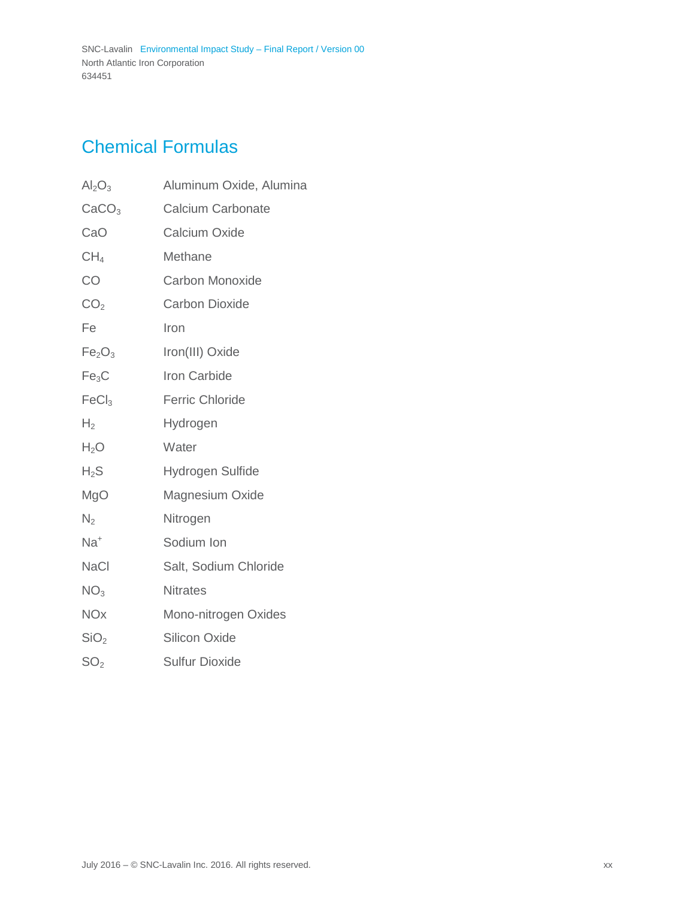# Chemical Formulas

| | |
|---|---|
| $Al_2O_3$ | Aluminum Oxide, Alumina |
| $CaCO_3$ | Calcium Carbonate |
| $CaO$ | Calcium Oxide |
| $CH_4$ | Methane |
| $CO$ | Carbon Monoxide |
| $CO_2$ | Carbon Dioxide |
| $Fe$ | Iron |
| $Fe_2O_3$ | Iron(III) Oxide |
| $Fe_3C$ | Iron Carbide |
| $FeCl_3$ | Ferric Chloride |
| $H_2$ | Hydrogen |
| $H_2O$ | Water |
| $H_2S$ | Hydrogen Sulfide |
| $MgO$ | Magnesium Oxide |
| $N_2$ | Nitrogen |
| $Na^+$ | Sodium Ion |
| $NaCl$ | Salt, Sodium Chloride |
| $NO_3$ | Nitrates |
| NOx | Mono-nitrogen Oxides |
| $SiO_2$ | Silicon Oxide |
| $SO_2$ | Sulfur Dioxide |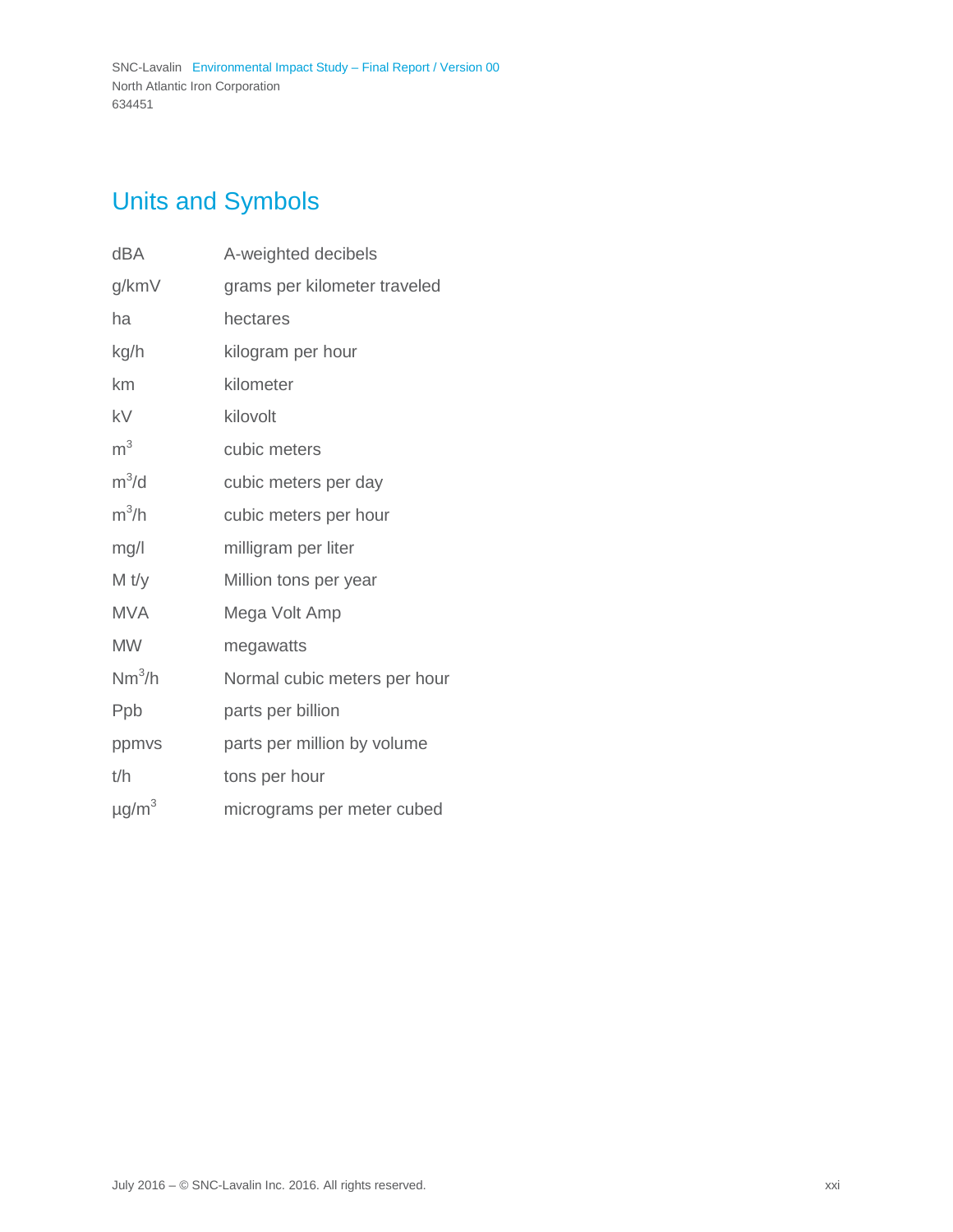# Units and Symbols

| | |
|---|---|
| dBA | A-weighted decibels |
| g/kmV | grams per kilometer traveled |
| ha | hectares |
| kg/h | kilogram per hour |
| km | kilometer |
| kV | kilovolt |
| $m^3$ | cubic meters |
| $m^3/d$ | cubic meters per day |
| $m^3/h$ | cubic meters per hour |
| mg/l | milligram per liter |
| M t/y | Million tons per year |
| MVA | Mega Volt Amp |
| MW | megawatts |
| $Nm^3/h$ | Normal cubic meters per hour |
| Ppb | parts per billion |
| ppmvs | parts per million by volume |
| t/h | tons per hour |
| $\mu g/m^3$ | micrograms per meter cubed |